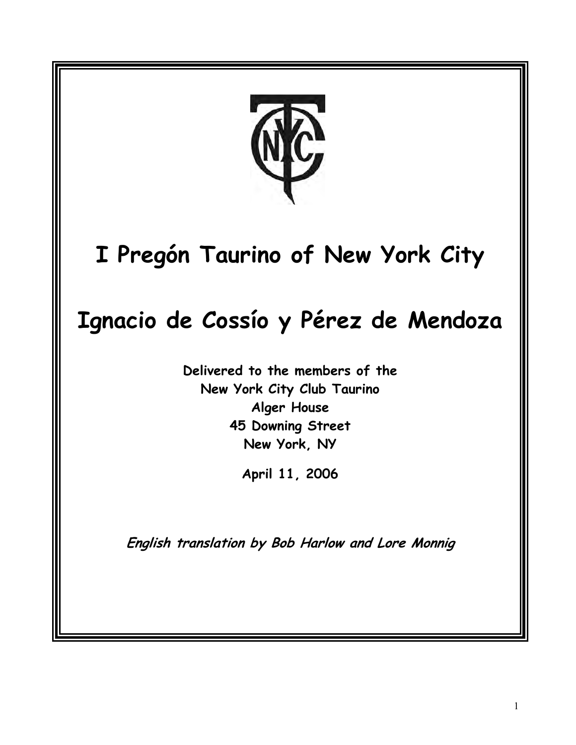# I Pregón Taurino of New York City

# Ignacio de Cossío y Pérez de Mendoza

**Delivered to the members of the**
**New York City Club Taurino**
**Alger House**
**45 Downing Street**
**New York, NY**

**April 11, 2006**

***English translation by Bob Harlow and Lore Monnig***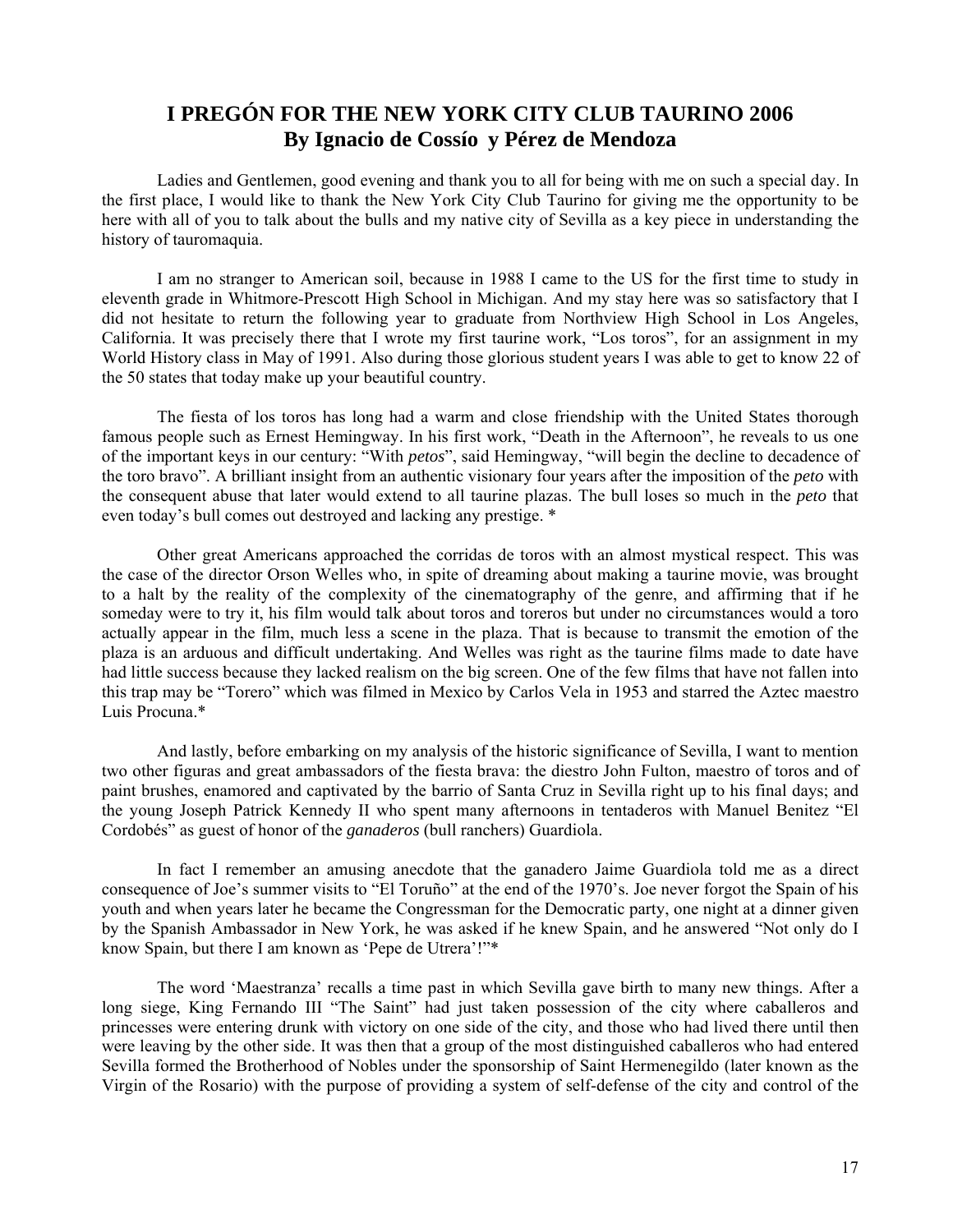# I PREGÓN FOR THE NEW YORK CITY CLUB TAURINO 2006
## By Ignacio de Cossío y Pérez de Mendoza

Ladies and Gentlemen, good evening and thank you to all for being with me on such a special day. In the first place, I would like to thank the New York City Club Taurino for giving me the opportunity to be here with all of you to talk about the bulls and my native city of Sevilla as a key piece in understanding the history of tauromaquia.

I am no stranger to American soil, because in 1988 I came to the US for the first time to study in eleventh grade in Whitmore-Prescott High School in Michigan. And my stay here was so satisfactory that I did not hesitate to return the following year to graduate from Northview High School in Los Angeles, California. It was precisely there that I wrote my first taurine work, "Los toros", for an assignment in my World History class in May of 1991. Also during those glorious student years I was able to get to know 22 of the 50 states that today make up your beautiful country.

The fiesta of los toros has long had a warm and close friendship with the United States thorough famous people such as Ernest Hemingway. In his first work, "Death in the Afternoon", he reveals to us one of the important keys in our century: "With *petos*", said Hemingway, "will begin the decline to decadence of the toro bravo". A brilliant insight from an authentic visionary four years after the imposition of the *peto* with the consequent abuse that later would extend to all taurine plazas. The bull loses so much in the *peto* that even today's bull comes out destroyed and lacking any prestige. *

Other great Americans approached the corridas de toros with an almost mystical respect. This was the case of the director Orson Welles who, in spite of dreaming about making a taurine movie, was brought to a halt by the reality of the complexity of the cinematography of the genre, and affirming that if he someday were to try it, his film would talk about toros and toreros but under no circumstances would a toro actually appear in the film, much less a scene in the plaza. That is because to transmit the emotion of the plaza is an arduous and difficult undertaking. And Welles was right as the taurine films made to date have had little success because they lacked realism on the big screen. One of the few films that have not fallen into this trap may be "Torero" which was filmed in Mexico by Carlos Vela in 1953 and starred the Aztec maestro Luis Procuna.*

And lastly, before embarking on my analysis of the historic significance of Sevilla, I want to mention two other figuras and great ambassadors of the fiesta brava: the diestro John Fulton, maestro of toros and of paint brushes, enamored and captivated by the barrio of Santa Cruz in Sevilla right up to his final days; and the young Joseph Patrick Kennedy II who spent many afternoons in tentaderos with Manuel Benitez "El Cordobés" as guest of honor of the *ganaderos* (bull ranchers) Guardiola.

In fact I remember an amusing anecdote that the ganadero Jaime Guardiola told me as a direct consequence of Joe's summer visits to "El Toruño" at the end of the 1970's. Joe never forgot the Spain of his youth and when years later he became the Congressman for the Democratic party, one night at a dinner given by the Spanish Ambassador in New York, he was asked if he knew Spain, and he answered "Not only do I know Spain, but there I am known as 'Pepe de Utrera'!"*

The word 'Maestranza' recalls a time past in which Sevilla gave birth to many new things. After a long siege, King Fernando III "The Saint" had just taken possession of the city where caballeros and princesses were entering drunk with victory on one side of the city, and those who had lived there until then were leaving by the other side. It was then that a group of the most distinguished caballeros who had entered Sevilla formed the Brotherhood of Nobles under the sponsorship of Saint Hermenegildo (later known as the Virgin of the Rosario) with the purpose of providing a system of self-defense of the city and control of the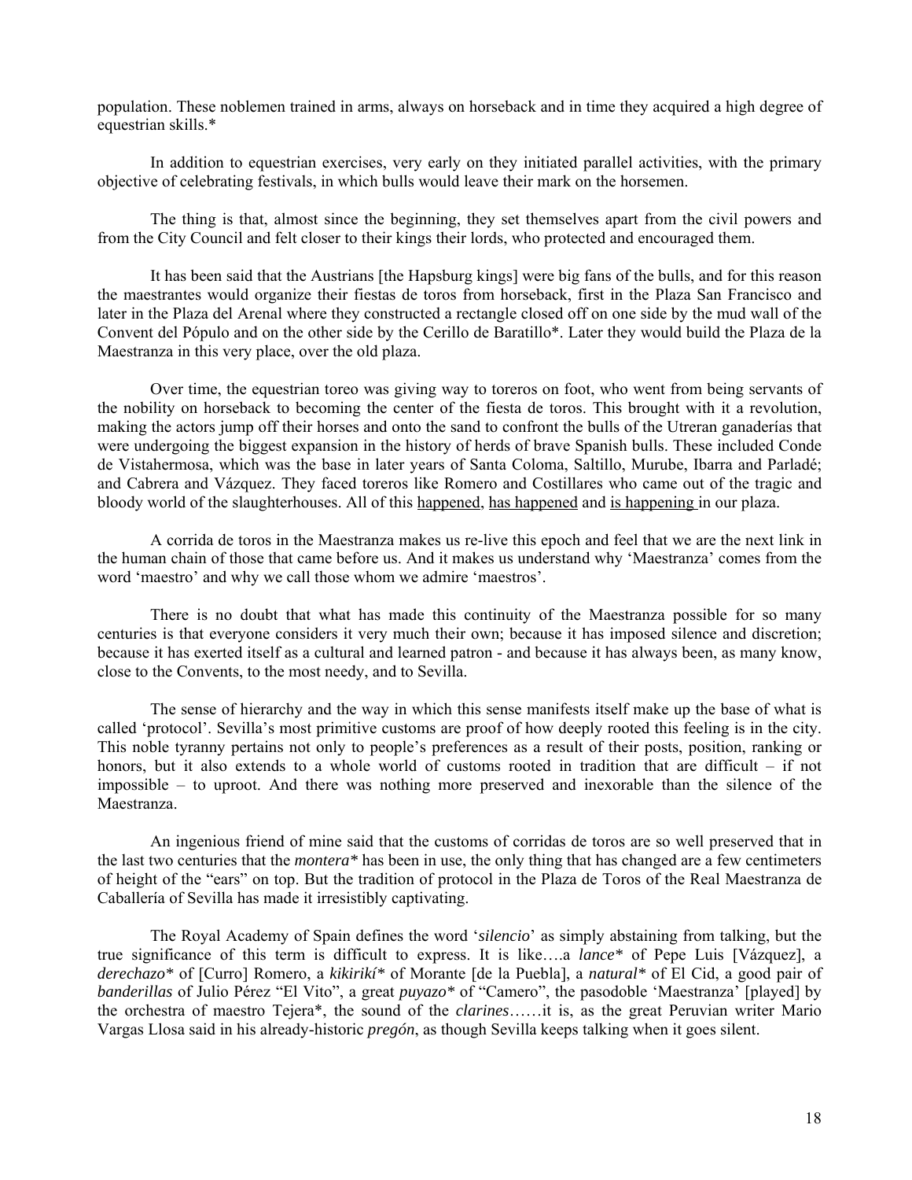population. These noblemen trained in arms, always on horseback and in time they acquired a high degree of equestrian skills.*

In addition to equestrian exercises, very early on they initiated parallel activities, with the primary objective of celebrating festivals, in which bulls would leave their mark on the horsemen.

The thing is that, almost since the beginning, they set themselves apart from the civil powers and from the City Council and felt closer to their kings their lords, who protected and encouraged them.

It has been said that the Austrians [the Hapsburg kings] were big fans of the bulls, and for this reason the maestrantes would organize their fiestas de toros from horseback, first in the Plaza San Francisco and later in the Plaza del Arenal where they constructed a rectangle closed off on one side by the mud wall of the Convent del Pópulo and on the other side by the Cerillo de Baratillo*. Later they would build the Plaza de la Maestranza in this very place, over the old plaza.

Over time, the equestrian toreo was giving way to toreros on foot, who went from being servants of the nobility on horseback to becoming the center of the fiesta de toros. This brought with it a revolution, making the actors jump off their horses and onto the sand to confront the bulls of the Utreran ganaderías that were undergoing the biggest expansion in the history of herds of brave Spanish bulls. These included Conde de Vistahermosa, which was the base in later years of Santa Coloma, Saltillo, Murube, Ibarra and Parladé; and Cabrera and Vázquez. They faced toreros like Romero and Costillares who came out of the tragic and bloody world of the slaughterhouses. All of this <u>happened</u>, <u>has happened</u> and <u>is happening</u> in our plaza.

A corrida de toros in the Maestranza makes us re-live this epoch and feel that we are the next link in the human chain of those that came before us. And it makes us understand why 'Maestranza' comes from the word 'maestro' and why we call those whom we admire 'maestros'.

There is no doubt that what has made this continuity of the Maestranza possible for so many centuries is that everyone considers it very much their own; because it has imposed silence and discretion; because it has exerted itself as a cultural and learned patron - and because it has always been, as many know, close to the Convents, to the most needy, and to Sevilla.

The sense of hierarchy and the way in which this sense manifests itself make up the base of what is called 'protocol'. Sevilla's most primitive customs are proof of how deeply rooted this feeling is in the city. This noble tyranny pertains not only to people's preferences as a result of their posts, position, ranking or honors, but it also extends to a whole world of customs rooted in tradition that are difficult – if not impossible – to uproot. And there was nothing more preserved and inexorable than the silence of the Maestranza.

An ingenious friend of mine said that the customs of corridas de toros are so well preserved that in the last two centuries that the *montera** has been in use, the only thing that has changed are a few centimeters of height of the "ears" on top. But the tradition of protocol in the Plaza de Toros of the Real Maestranza de Caballería of Sevilla has made it irresistibly captivating.

The Royal Academy of Spain defines the word '*silencio*' as simply abstaining from talking, but the true significance of this term is difficult to express. It is like….a *lance** of Pepe Luis [Vázquez], a *derechazo** of [Curro] Romero, a *kikirikí** of Morante [de la Puebla], a *natural** of El Cid, a good pair of *banderillas* of Julio Pérez "El Vito", a great *puyazo** of "Camero", the pasodoble 'Maestranza' [played] by the orchestra of maestro Tejera*, the sound of the *clarines*……it is, as the great Peruvian writer Mario Vargas Llosa said in his already-historic *pregón*, as though Sevilla keeps talking when it goes silent.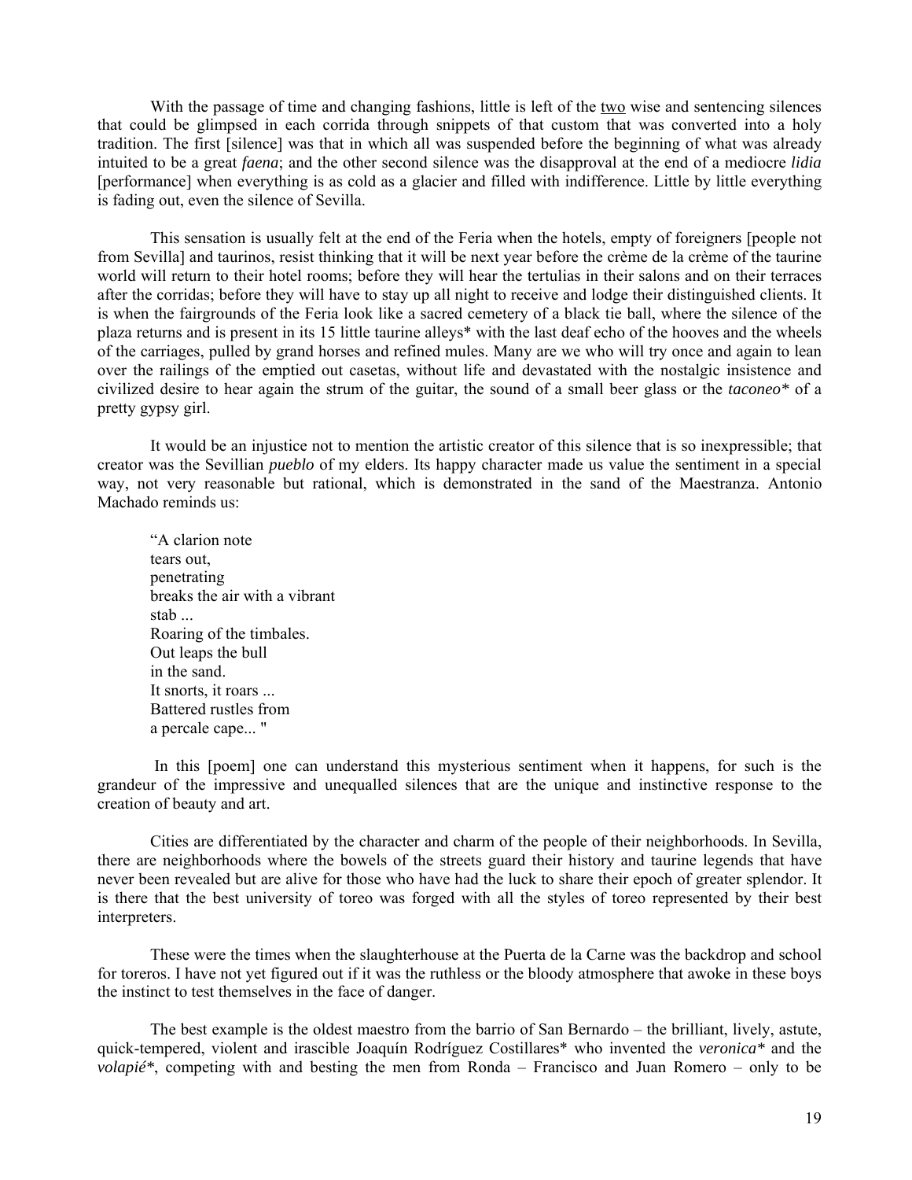With the passage of time and changing fashions, little is left of the <u>two</u> wise and sentencing silences that could be glimpsed in each corrida through snippets of that custom that was converted into a holy tradition. The first [silence] was that in which all was suspended before the beginning of what was already intuited to be a great *faena*; and the other second silence was the disapproval at the end of a mediocre *lidia* [performance] when everything is as cold as a glacier and filled with indifference. Little by little everything is fading out, even the silence of Sevilla.

This sensation is usually felt at the end of the Feria when the hotels, empty of foreigners [people not from Sevilla] and taurinos, resist thinking that it will be next year before the crème de la crème of the taurine world will return to their hotel rooms; before they will hear the tertulias in their salons and on their terraces after the corridas; before they will have to stay up all night to receive and lodge their distinguished clients. It is when the fairgrounds of the Feria look like a sacred cemetery of a black tie ball, where the silence of the plaza returns and is present in its 15 little taurine alleys* with the last deaf echo of the hooves and the wheels of the carriages, pulled by grand horses and refined mules. Many are we who will try once and again to lean over the railings of the emptied out casetas, without life and devastated with the nostalgic insistence and civilized desire to hear again the strum of the guitar, the sound of a small beer glass or the *taconeo** of a pretty gypsy girl.

It would be an injustice not to mention the artistic creator of this silence that is so inexpressible; that creator was the Sevillian *pueblo* of my elders. Its happy character made us value the sentiment in a special way, not very reasonable but rational, which is demonstrated in the sand of the Maestranza. Antonio Machado reminds us:

> "A clarion note
> tears out,
> penetrating
> breaks the air with a vibrant
> stab ...
> Roaring of the timbales.
> Out leaps the bull
> in the sand.
> It snorts, it roars ...
> Battered rustles from
> a percale cape... "

In this [poem] one can understand this mysterious sentiment when it happens, for such is the grandeur of the impressive and unequalled silences that are the unique and instinctive response to the creation of beauty and art.

Cities are differentiated by the character and charm of the people of their neighborhoods. In Sevilla, there are neighborhoods where the bowels of the streets guard their history and taurine legends that have never been revealed but are alive for those who have had the luck to share their epoch of greater splendor. It is there that the best university of toreo was forged with all the styles of toreo represented by their best interpreters.

These were the times when the slaughterhouse at the Puerta de la Carne was the backdrop and school for toreros. I have not yet figured out if it was the ruthless or the bloody atmosphere that awoke in these boys the instinct to test themselves in the face of danger.

The best example is the oldest maestro from the barrio of San Bernardo – the brilliant, lively, astute, quick-tempered, violent and irascible Joaquín Rodríguez Costillares* who invented the *veronica** and the *volapié**, competing with and besting the men from Ronda – Francisco and Juan Romero – only to be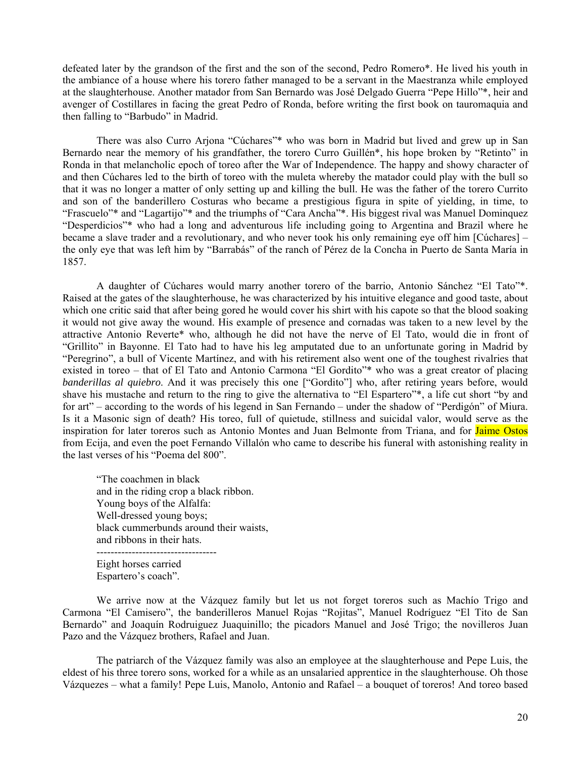defeated later by the grandson of the first and the son of the second, Pedro Romero*. He lived his youth in the ambiance of a house where his torero father managed to be a servant in the Maestranza while employed at the slaughterhouse. Another matador from San Bernardo was José Delgado Guerra "Pepe Hillo"*, heir and avenger of Costillares in facing the great Pedro of Ronda, before writing the first book on tauromaquia and then falling to "Barbudo" in Madrid.

There was also Curro Arjona "Cúchares"* who was born in Madrid but lived and grew up in San Bernardo near the memory of his grandfather, the torero Curro Guillén*, his hope broken by "Retinto" in Ronda in that melancholic epoch of toreo after the War of Independence. The happy and showy character of and then Cúchares led to the birth of toreo with the muleta whereby the matador could play with the bull so that it was no longer a matter of only setting up and killing the bull. He was the father of the torero Currito and son of the banderillero Costuras who became a prestigious figura in spite of yielding, in time, to "Frascuelo"* and "Lagartijo"* and the triumphs of "Cara Ancha"*. His biggest rival was Manuel Dominquez "Desperdicios"* who had a long and adventurous life including going to Argentina and Brazil where he became a slave trader and a revolutionary, and who never took his only remaining eye off him [Cúchares] – the only eye that was left him by "Barrabás" of the ranch of Pérez de la Concha in Puerto de Santa María in 1857.

A daughter of Cúchares would marry another torero of the barrio, Antonio Sánchez "El Tato"*. Raised at the gates of the slaughterhouse, he was characterized by his intuitive elegance and good taste, about which one critic said that after being gored he would cover his shirt with his capote so that the blood soaking it would not give away the wound. His example of presence and cornadas was taken to a new level by the attractive Antonio Reverte* who, although he did not have the nerve of El Tato, would die in front of "Grillito" in Bayonne. El Tato had to have his leg amputated due to an unfortunate goring in Madrid by "Peregrino", a bull of Vicente Martínez, and with his retirement also went one of the toughest rivalries that existed in toreo – that of El Tato and Antonio Carmona "El Gordito"* who was a great creator of placing *banderillas al quiebro*. And it was precisely this one ["Gordito"] who, after retiring years before, would shave his mustache and return to the ring to give the alternativa to "El Espartero"*, a life cut short "by and for art" – according to the words of his legend in San Fernando – under the shadow of "Perdigón" of Miura. Is it a Masonic sign of death? His toreo, full of quietude, stillness and suicidal valor, would serve as the inspiration for later toreros such as Antonio Montes and Juan Belmonte from Triana, and for Jaime Ostos from Ecija, and even the poet Fernando Villalón who came to describe his funeral with astonishing reality in the last verses of his "Poema del 800".

> "The coachmen in black
> and in the riding crop a black ribbon.
> Young boys of the Alfalfa:
> Well-dressed young boys;
> black cummerbunds around their waists,
> and ribbons in their hats.
> ---------------------------------
> Eight horses carried
> Espartero's coach".

We arrive now at the Vázquez family but let us not forget toreros such as Machío Trigo and Carmona "El Camisero", the banderilleros Manuel Rojas "Rojitas", Manuel Rodríguez "El Tito de San Bernardo" and Joaquín Rodruiguez Juaquinillo; the picadors Manuel and José Trigo; the novilleros Juan Pazo and the Vázquez brothers, Rafael and Juan.

The patriarch of the Vázquez family was also an employee at the slaughterhouse and Pepe Luis, the eldest of his three torero sons, worked for a while as an unsalaried apprentice in the slaughterhouse. Oh those Vázquezes – what a family! Pepe Luis, Manolo, Antonio and Rafael – a bouquet of toreros! And toreo based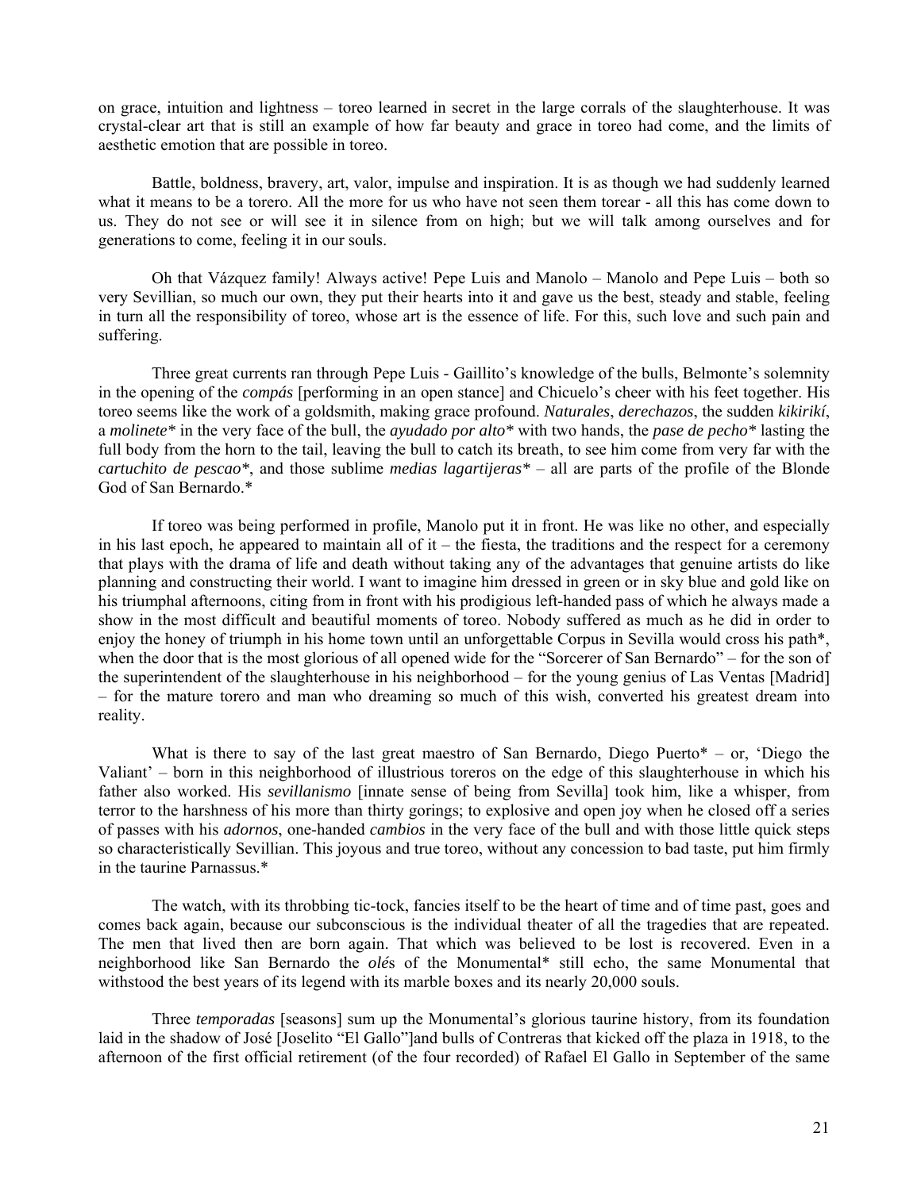on grace, intuition and lightness – toreo learned in secret in the large corrals of the slaughterhouse. It was crystal-clear art that is still an example of how far beauty and grace in toreo had come, and the limits of aesthetic emotion that are possible in toreo.

Battle, boldness, bravery, art, valor, impulse and inspiration. It is as though we had suddenly learned what it means to be a torero. All the more for us who have not seen them torear - all this has come down to us. They do not see or will see it in silence from on high; but we will talk among ourselves and for generations to come, feeling it in our souls.

Oh that Vázquez family! Always active! Pepe Luis and Manolo – Manolo and Pepe Luis – both so very Sevillian, so much our own, they put their hearts into it and gave us the best, steady and stable, feeling in turn all the responsibility of toreo, whose art is the essence of life. For this, such love and such pain and suffering.

Three great currents ran through Pepe Luis - Gaillito's knowledge of the bulls, Belmonte's solemnity in the opening of the *compás* [performing in an open stance] and Chicuelo's cheer with his feet together. His toreo seems like the work of a goldsmith, making grace profound. *Naturales*, *derechazos*, the sudden *kikirikí*, a *molinete** in the very face of the bull, the *ayudado por alto** with two hands, the *pase de pecho** lasting the full body from the horn to the tail, leaving the bull to catch its breath, to see him come from very far with the *cartuchito de pescao**, and those sublime *medias lagartijeras** – all are parts of the profile of the Blonde God of San Bernardo.*

If toreo was being performed in profile, Manolo put it in front. He was like no other, and especially in his last epoch, he appeared to maintain all of it – the fiesta, the traditions and the respect for a ceremony that plays with the drama of life and death without taking any of the advantages that genuine artists do like planning and constructing their world. I want to imagine him dressed in green or in sky blue and gold like on his triumphal afternoons, citing from in front with his prodigious left-handed pass of which he always made a show in the most difficult and beautiful moments of toreo. Nobody suffered as much as he did in order to enjoy the honey of triumph in his home town until an unforgettable Corpus in Sevilla would cross his path*, when the door that is the most glorious of all opened wide for the "Sorcerer of San Bernardo" – for the son of the superintendent of the slaughterhouse in his neighborhood – for the young genius of Las Ventas [Madrid] – for the mature torero and man who dreaming so much of this wish, converted his greatest dream into reality.

What is there to say of the last great maestro of San Bernardo, Diego Puerto* – or, 'Diego the Valiant' – born in this neighborhood of illustrious toreros on the edge of this slaughterhouse in which his father also worked. His *sevillanismo* [innate sense of being from Sevilla] took him, like a whisper, from terror to the harshness of his more than thirty gorings; to explosive and open joy when he closed off a series of passes with his *adornos*, one-handed *cambios* in the very face of the bull and with those little quick steps so characteristically Sevillian. This joyous and true toreo, without any concession to bad taste, put him firmly in the taurine Parnassus.*

The watch, with its throbbing tic-tock, fancies itself to be the heart of time and of time past, goes and comes back again, because our subconscious is the individual theater of all the tragedies that are repeated. The men that lived then are born again. That which was believed to be lost is recovered. Even in a neighborhood like San Bernardo the *olé*s of the Monumental* still echo, the same Monumental that withstood the best years of its legend with its marble boxes and its nearly 20,000 souls.

Three *temporadas* [seasons] sum up the Monumental's glorious taurine history, from its foundation laid in the shadow of José [Joselito "El Gallo"]and bulls of Contreras that kicked off the plaza in 1918, to the afternoon of the first official retirement (of the four recorded) of Rafael El Gallo in September of the same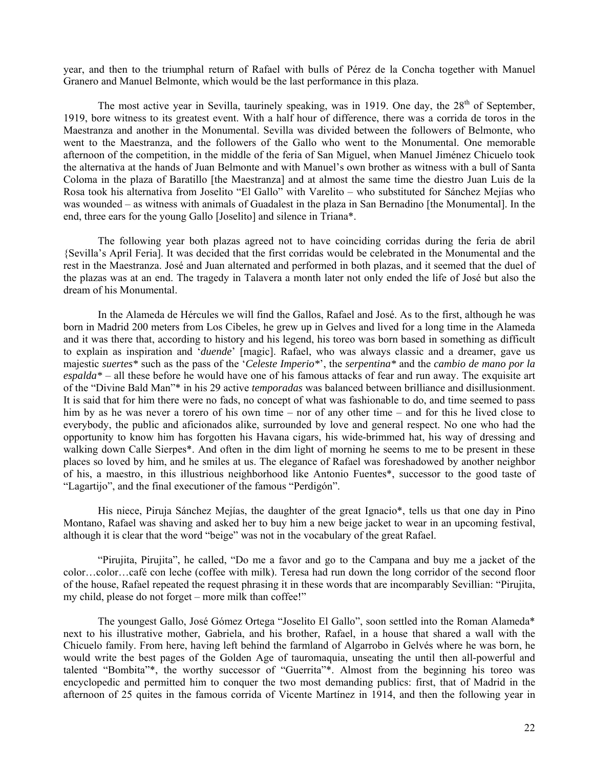year, and then to the triumphal return of Rafael with bulls of Pérez de la Concha together with Manuel Granero and Manuel Belmonte, which would be the last performance in this plaza.

The most active year in Sevilla, taurinely speaking, was in 1919. One day, the 28th of September, 1919, bore witness to its greatest event. With a half hour of difference, there was a corrida de toros in the Maestranza and another in the Monumental. Sevilla was divided between the followers of Belmonte, who went to the Maestranza, and the followers of the Gallo who went to the Monumental. One memorable afternoon of the competition, in the middle of the feria of San Miguel, when Manuel Jiménez Chicuelo took the alternativa at the hands of Juan Belmonte and with Manuel's own brother as witness with a bull of Santa Coloma in the plaza of Baratillo [the Maestranza] and at almost the same time the diestro Juan Luis de la Rosa took his alternativa from Joselito "El Gallo" with Varelito – who substituted for Sánchez Mejías who was wounded – as witness with animals of Guadalest in the plaza in San Bernadino [the Monumental]. In the end, three ears for the young Gallo [Joselito] and silence in Triana*.

The following year both plazas agreed not to have coinciding corridas during the feria de abril {Sevilla's April Feria]. It was decided that the first corridas would be celebrated in the Monumental and the rest in the Maestranza. José and Juan alternated and performed in both plazas, and it seemed that the duel of the plazas was at an end. The tragedy in Talavera a month later not only ended the life of José but also the dream of his Monumental.

In the Alameda de Hércules we will find the Gallos, Rafael and José. As to the first, although he was born in Madrid 200 meters from Los Cibeles, he grew up in Gelves and lived for a long time in the Alameda and it was there that, according to history and his legend, his toreo was born based in something as difficult to explain as inspiration and '*duende*' [magic]. Rafael, who was always classic and a dreamer, gave us majestic *suertes** such as the pass of the '*Celeste Imperio**', the *serpentina** and the *cambio de mano por la espalda** – all these before he would have one of his famous attacks of fear and run away. The exquisite art of the "Divine Bald Man"* in his 29 active *temporadas* was balanced between brilliance and disillusionment. It is said that for him there were no fads, no concept of what was fashionable to do, and time seemed to pass him by as he was never a torero of his own time – nor of any other time – and for this he lived close to everybody, the public and aficionados alike, surrounded by love and general respect. No one who had the opportunity to know him has forgotten his Havana cigars, his wide-brimmed hat, his way of dressing and walking down Calle Sierpes*. And often in the dim light of morning he seems to me to be present in these places so loved by him, and he smiles at us. The elegance of Rafael was foreshadowed by another neighbor of his, a maestro, in this illustrious neighborhood like Antonio Fuentes*, successor to the good taste of "Lagartijo", and the final executioner of the famous "Perdigón".

His niece, Piruja Sánchez Mejías, the daughter of the great Ignacio*, tells us that one day in Pino Montano, Rafael was shaving and asked her to buy him a new beige jacket to wear in an upcoming festival, although it is clear that the word "beige" was not in the vocabulary of the great Rafael.

"Pirujita, Pirujita", he called, "Do me a favor and go to the Campana and buy me a jacket of the color…color…café con leche (coffee with milk). Teresa had run down the long corridor of the second floor of the house, Rafael repeated the request phrasing it in these words that are incomparably Sevillian: "Pirujita, my child, please do not forget – more milk than coffee!"

The youngest Gallo, José Gómez Ortega "Joselito El Gallo", soon settled into the Roman Alameda* next to his illustrative mother, Gabriela, and his brother, Rafael, in a house that shared a wall with the Chicuelo family. From here, having left behind the farmland of Algarrobo in Gelvés where he was born, he would write the best pages of the Golden Age of tauromaquia, unseating the until then all-powerful and talented "Bombita"*, the worthy successor of "Guerrita"*. Almost from the beginning his toreo was encyclopedic and permitted him to conquer the two most demanding publics: first, that of Madrid in the afternoon of 25 quites in the famous corrida of Vicente Martínez in 1914, and then the following year in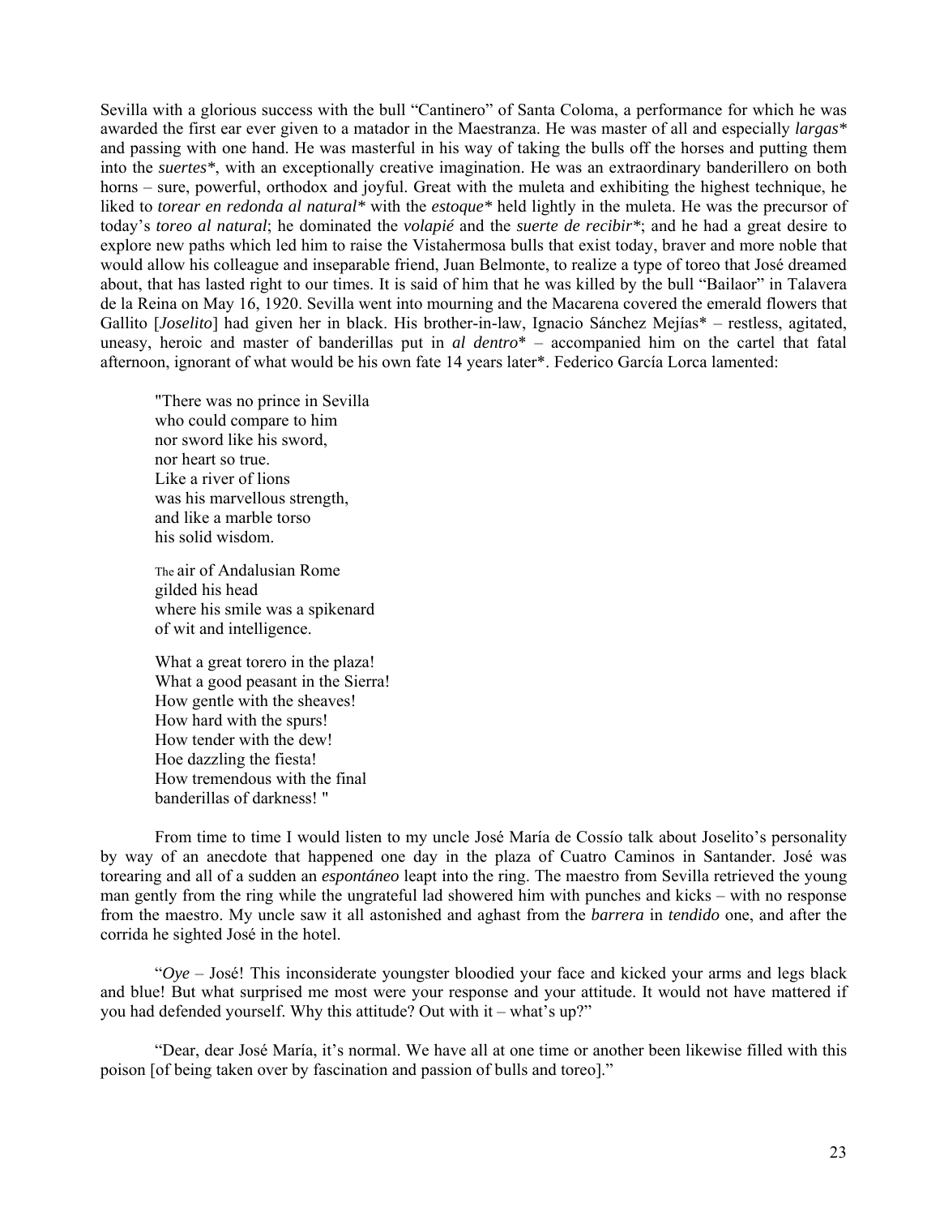Sevilla with a glorious success with the bull "Cantinero" of Santa Coloma, a performance for which he was awarded the first ear ever given to a matador in the Maestranza. He was master of all and especially *largas** and passing with one hand. He was masterful in his way of taking the bulls off the horses and putting them into the *suertes**, with an exceptionally creative imagination. He was an extraordinary banderillero on both horns – sure, powerful, orthodox and joyful. Great with the muleta and exhibiting the highest technique, he liked to *torear en redonda al natural** with the *estoque** held lightly in the muleta. He was the precursor of today's *toreo al natural*; he dominated the *volapié* and the *suerte de recibir**; and he had a great desire to explore new paths which led him to raise the Vistahermosa bulls that exist today, braver and more noble that would allow his colleague and inseparable friend, Juan Belmonte, to realize a type of toreo that José dreamed about, that has lasted right to our times. It is said of him that he was killed by the bull "Bailaor" in Talavera de la Reina on May 16, 1920. Sevilla went into mourning and the Macarena covered the emerald flowers that Gallito [*Joselito*] had given her in black. His brother-in-law, Ignacio Sánchez Mejías* – restless, agitated, uneasy, heroic and master of banderillas put in *al dentro** – accompanied him on the cartel that fatal afternoon, ignorant of what would be his own fate 14 years later*. Federico García Lorca lamented:

> "There was no prince in Sevilla
> who could compare to him
> nor sword like his sword,
> nor heart so true.
> Like a river of lions
> was his marvellous strength,
> and like a marble torso
> his solid wisdom.
>
> The air of Andalusian Rome
> gilded his head
> where his smile was a spikenard
> of wit and intelligence.
>
> What a great torero in the plaza!
> What a good peasant in the Sierra!
> How gentle with the sheaves!
> How hard with the spurs!
> How tender with the dew!
> Hoe dazzling the fiesta!
> How tremendous with the final
> banderillas of darkness! "

From time to time I would listen to my uncle José María de Cossío talk about Joselito's personality by way of an anecdote that happened one day in the plaza of Cuatro Caminos in Santander. José was torearing and all of a sudden an *espontáneo* leapt into the ring. The maestro from Sevilla retrieved the young man gently from the ring while the ungrateful lad showered him with punches and kicks – with no response from the maestro. My uncle saw it all astonished and aghast from the *barrera* in *tendido* one, and after the corrida he sighted José in the hotel.

"*Oye* – José! This inconsiderate youngster bloodied your face and kicked your arms and legs black and blue! But what surprised me most were your response and your attitude. It would not have mattered if you had defended yourself. Why this attitude? Out with it – what's up?"

"Dear, dear José María, it's normal. We have all at one time or another been likewise filled with this poison [of being taken over by fascination and passion of bulls and toreo]."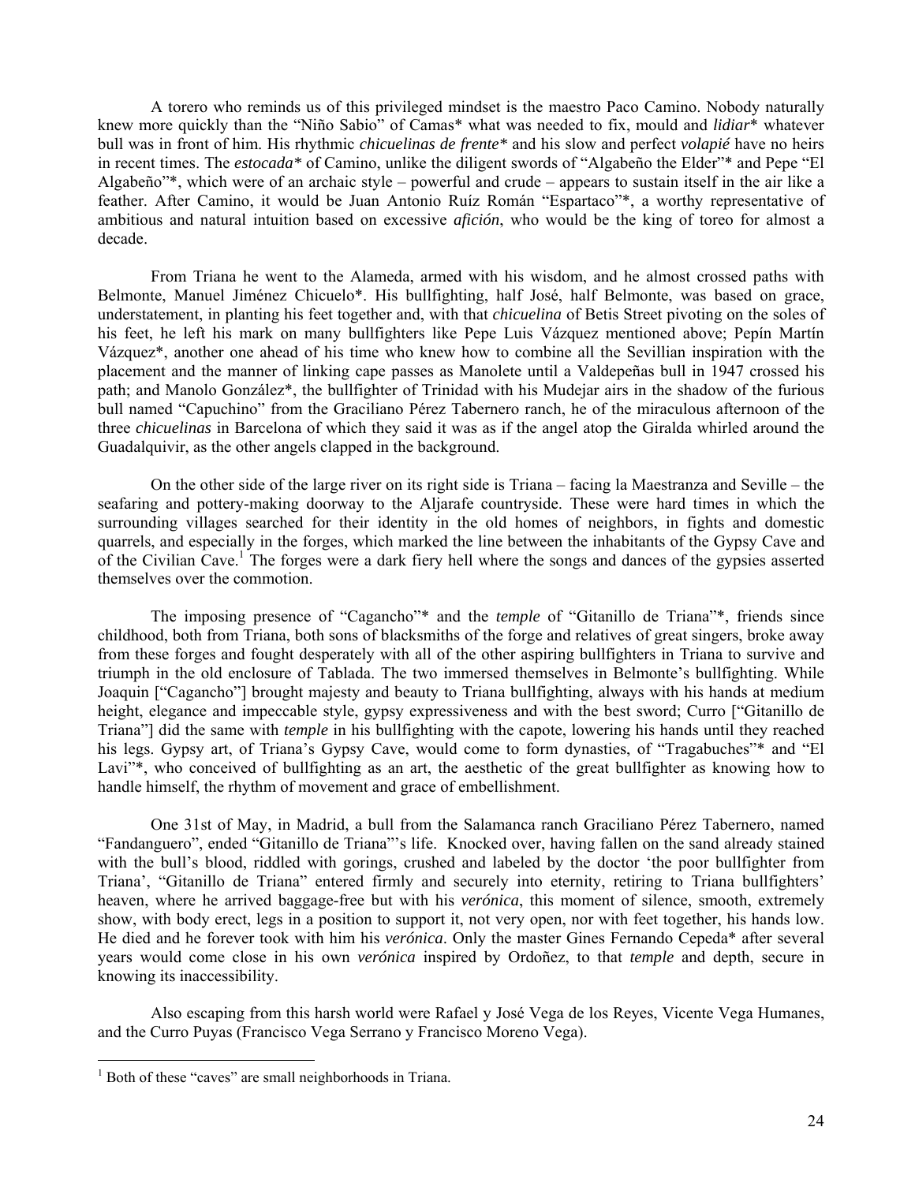A torero who reminds us of this privileged mindset is the maestro Paco Camino. Nobody naturally knew more quickly than the "Niño Sabio" of Camas* what was needed to fix, mould and *lidiar** whatever bull was in front of him. His rhythmic *chicuelinas de frente** and his slow and perfect *volapié* have no heirs in recent times. The *estocada** of Camino, unlike the diligent swords of "Algabeño the Elder"* and Pepe "El Algabeño"*, which were of an archaic style – powerful and crude – appears to sustain itself in the air like a feather. After Camino, it would be Juan Antonio Ruíz Román "Espartaco"*, a worthy representative of ambitious and natural intuition based on excessive *afición*, who would be the king of toreo for almost a decade.

From Triana he went to the Alameda, armed with his wisdom, and he almost crossed paths with Belmonte, Manuel Jiménez Chicuelo*. His bullfighting, half José, half Belmonte, was based on grace, understatement, in planting his feet together and, with that *chicuelina* of Betis Street pivoting on the soles of his feet, he left his mark on many bullfighters like Pepe Luis Vázquez mentioned above; Pepín Martín Vázquez*, another one ahead of his time who knew how to combine all the Sevillian inspiration with the placement and the manner of linking cape passes as Manolete until a Valdepeñas bull in 1947 crossed his path; and Manolo González*, the bullfighter of Trinidad with his Mudejar airs in the shadow of the furious bull named "Capuchino" from the Graciliano Pérez Tabernero ranch, he of the miraculous afternoon of the three *chicuelinas* in Barcelona of which they said it was as if the angel atop the Giralda whirled around the Guadalquivir, as the other angels clapped in the background.

On the other side of the large river on its right side is Triana – facing la Maestranza and Seville – the seafaring and pottery-making doorway to the Aljarafe countryside. These were hard times in which the surrounding villages searched for their identity in the old homes of neighbors, in fights and domestic quarrels, and especially in the forges, which marked the line between the inhabitants of the Gypsy Cave and of the Civilian Cave.[1] The forges were a dark fiery hell where the songs and dances of the gypsies asserted themselves over the commotion.

The imposing presence of "Cagancho"* and the *temple* of "Gitanillo de Triana"*, friends since childhood, both from Triana, both sons of blacksmiths of the forge and relatives of great singers, broke away from these forges and fought desperately with all of the other aspiring bullfighters in Triana to survive and triumph in the old enclosure of Tablada. The two immersed themselves in Belmonte's bullfighting. While Joaquin ["Cagancho"] brought majesty and beauty to Triana bullfighting, always with his hands at medium height, elegance and impeccable style, gypsy expressiveness and with the best sword; Curro ["Gitanillo de Triana"] did the same with *temple* in his bullfighting with the capote, lowering his hands until they reached his legs. Gypsy art, of Triana's Gypsy Cave, would come to form dynasties, of "Tragabuches"* and "El Lavi"*, who conceived of bullfighting as an art, the aesthetic of the great bullfighter as knowing how to handle himself, the rhythm of movement and grace of embellishment.

One 31st of May, in Madrid, a bull from the Salamanca ranch Graciliano Pérez Tabernero, named "Fandanguero", ended "Gitanillo de Triana"'s life. Knocked over, having fallen on the sand already stained with the bull's blood, riddled with gorings, crushed and labeled by the doctor 'the poor bullfighter from Triana', "Gitanillo de Triana" entered firmly and securely into eternity, retiring to Triana bullfighters' heaven, where he arrived baggage-free but with his *verónica*, this moment of silence, smooth, extremely show, with body erect, legs in a position to support it, not very open, nor with feet together, his hands low. He died and he forever took with him his *verónica*. Only the master Gines Fernando Cepeda* after several years would come close in his own *verónica* inspired by Ordoñez, to that *temple* and depth, secure in knowing its inaccessibility.

Also escaping from this harsh world were Rafael y José Vega de los Reyes, Vicente Vega Humanes, and the Curro Puyas (Francisco Vega Serrano y Francisco Moreno Vega).

---

[1] Both of these "caves" are small neighborhoods in Triana.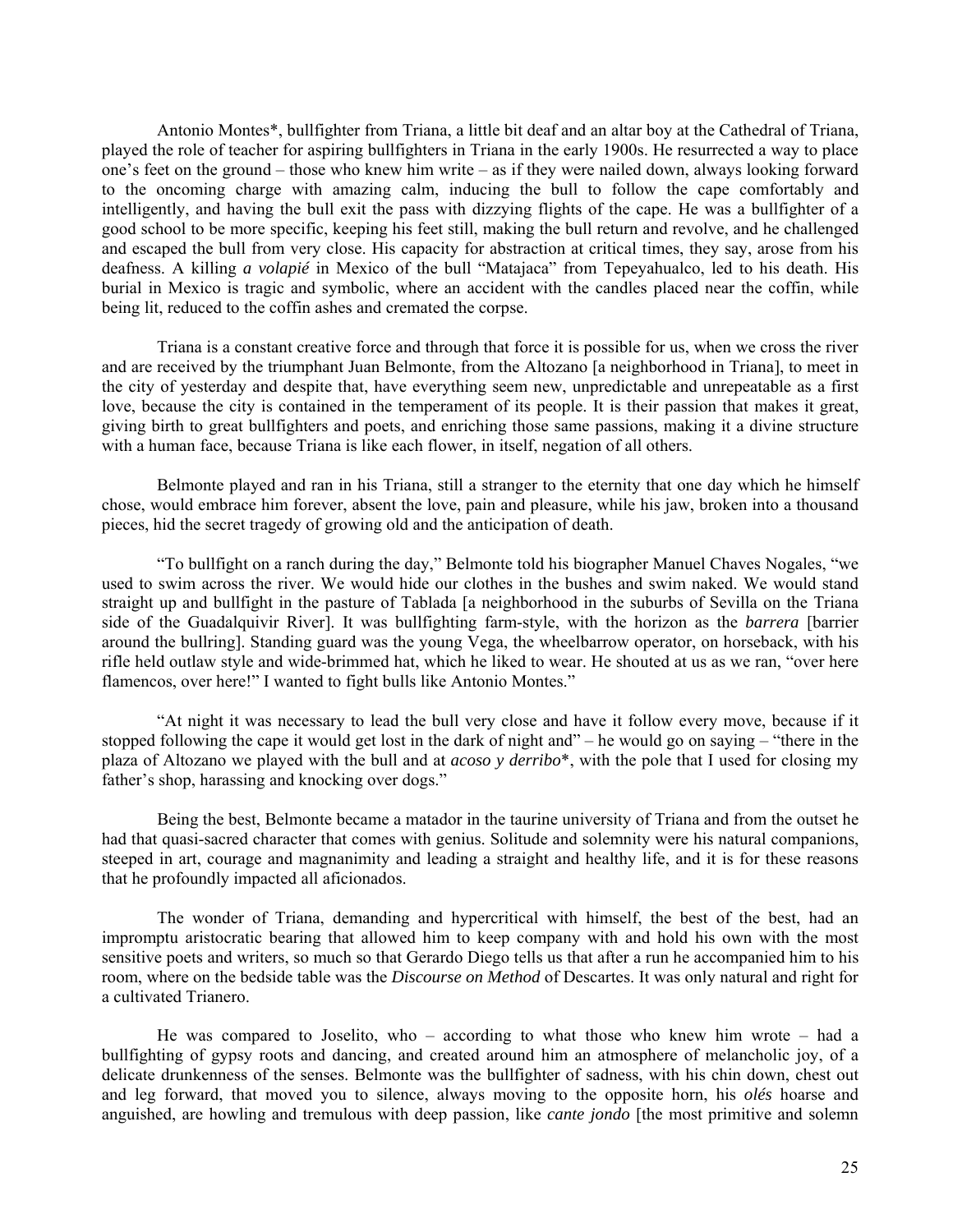Antonio Montes*, bullfighter from Triana, a little bit deaf and an altar boy at the Cathedral of Triana, played the role of teacher for aspiring bullfighters in Triana in the early 1900s. He resurrected a way to place one's feet on the ground – those who knew him write – as if they were nailed down, always looking forward to the oncoming charge with amazing calm, inducing the bull to follow the cape comfortably and intelligently, and having the bull exit the pass with dizzying flights of the cape. He was a bullfighter of a good school to be more specific, keeping his feet still, making the bull return and revolve, and he challenged and escaped the bull from very close. His capacity for abstraction at critical times, they say, arose from his deafness. A killing *a volapié* in Mexico of the bull "Matajaca" from Tepeyahualco, led to his death. His burial in Mexico is tragic and symbolic, where an accident with the candles placed near the coffin, while being lit, reduced to the coffin ashes and cremated the corpse.

Triana is a constant creative force and through that force it is possible for us, when we cross the river and are received by the triumphant Juan Belmonte, from the Altozano [a neighborhood in Triana], to meet in the city of yesterday and despite that, have everything seem new, unpredictable and unrepeatable as a first love, because the city is contained in the temperament of its people. It is their passion that makes it great, giving birth to great bullfighters and poets, and enriching those same passions, making it a divine structure with a human face, because Triana is like each flower, in itself, negation of all others.

Belmonte played and ran in his Triana, still a stranger to the eternity that one day which he himself chose, would embrace him forever, absent the love, pain and pleasure, while his jaw, broken into a thousand pieces, hid the secret tragedy of growing old and the anticipation of death.

"To bullfight on a ranch during the day," Belmonte told his biographer Manuel Chaves Nogales, "we used to swim across the river. We would hide our clothes in the bushes and swim naked. We would stand straight up and bullfight in the pasture of Tablada [a neighborhood in the suburbs of Sevilla on the Triana side of the Guadalquivir River]. It was bullfighting farm-style, with the horizon as the *barrera* [barrier around the bullring]. Standing guard was the young Vega, the wheelbarrow operator, on horseback, with his rifle held outlaw style and wide-brimmed hat, which he liked to wear. He shouted at us as we ran, "over here flamencos, over here!" I wanted to fight bulls like Antonio Montes."

"At night it was necessary to lead the bull very close and have it follow every move, because if it stopped following the cape it would get lost in the dark of night and" – he would go on saying – "there in the plaza of Altozano we played with the bull and at *acoso y derribo**, with the pole that I used for closing my father's shop, harassing and knocking over dogs."

Being the best, Belmonte became a matador in the taurine university of Triana and from the outset he had that quasi-sacred character that comes with genius. Solitude and solemnity were his natural companions, steeped in art, courage and magnanimity and leading a straight and healthy life, and it is for these reasons that he profoundly impacted all aficionados.

The wonder of Triana, demanding and hypercritical with himself, the best of the best, had an impromptu aristocratic bearing that allowed him to keep company with and hold his own with the most sensitive poets and writers, so much so that Gerardo Diego tells us that after a run he accompanied him to his room, where on the bedside table was the *Discourse on Method* of Descartes. It was only natural and right for a cultivated Trianero.

He was compared to Joselito, who – according to what those who knew him wrote – had a bullfighting of gypsy roots and dancing, and created around him an atmosphere of melancholic joy, of a delicate drunkenness of the senses. Belmonte was the bullfighter of sadness, with his chin down, chest out and leg forward, that moved you to silence, always moving to the opposite horn, his *olés* hoarse and anguished, are howling and tremulous with deep passion, like *cante jondo* [the most primitive and solemn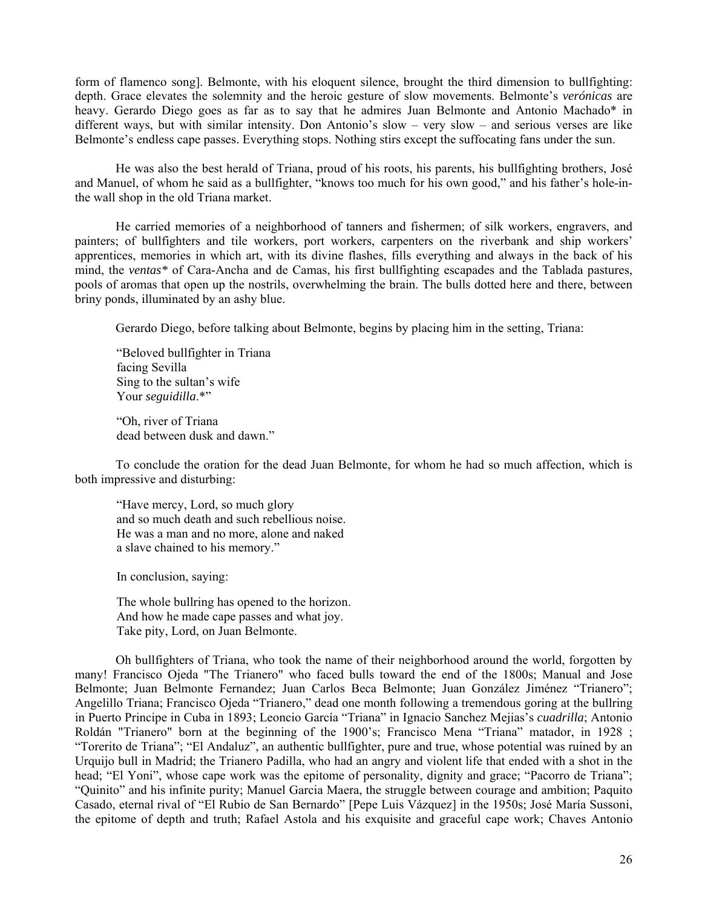form of flamenco song]. Belmonte, with his eloquent silence, brought the third dimension to bullfighting: depth. Grace elevates the solemnity and the heroic gesture of slow movements. Belmonte's *verónicas* are heavy. Gerardo Diego goes as far as to say that he admires Juan Belmonte and Antonio Machado* in different ways, but with similar intensity. Don Antonio's slow – very slow – and serious verses are like Belmonte's endless cape passes. Everything stops. Nothing stirs except the suffocating fans under the sun.

He was also the best herald of Triana, proud of his roots, his parents, his bullfighting brothers, José and Manuel, of whom he said as a bullfighter, "knows too much for his own good," and his father's hole-in-the wall shop in the old Triana market.

He carried memories of a neighborhood of tanners and fishermen; of silk workers, engravers, and painters; of bullfighters and tile workers, port workers, carpenters on the riverbank and ship workers' apprentices, memories in which art, with its divine flashes, fills everything and always in the back of his mind, the *ventas** of Cara-Ancha and de Camas, his first bullfighting escapades and the Tablada pastures, pools of aromas that open up the nostrils, overwhelming the brain. The bulls dotted here and there, between briny ponds, illuminated by an ashy blue.

Gerardo Diego, before talking about Belmonte, begins by placing him in the setting, Triana:

> "Beloved bullfighter in Triana
> facing Sevilla
> Sing to the sultan's wife
> Your *seguidilla*.*"
>
> "Oh, river of Triana
> dead between dusk and dawn."

To conclude the oration for the dead Juan Belmonte, for whom he had so much affection, which is both impressive and disturbing:

> "Have mercy, Lord, so much glory
> and so much death and such rebellious noise.
> He was a man and no more, alone and naked
> a slave chained to his memory."

In conclusion, saying:

> The whole bullring has opened to the horizon.
> And how he made cape passes and what joy.
> Take pity, Lord, on Juan Belmonte.

Oh bullfighters of Triana, who took the name of their neighborhood around the world, forgotten by many! Francisco Ojeda "The Trianero" who faced bulls toward the end of the 1800s; Manual and Jose Belmonte; Juan Belmonte Fernandez; Juan Carlos Beca Belmonte; Juan González Jiménez "Trianero"; Angelillo Triana; Francisco Ojeda "Trianero," dead one month following a tremendous goring at the bullring in Puerto Principe in Cuba in 1893; Leoncio García "Triana" in Ignacio Sanchez Mejias's *cuadrilla*; Antonio Roldán "Trianero" born at the beginning of the 1900's; Francisco Mena "Triana" matador, in 1928 ; "Torerito de Triana"; "El Andaluz", an authentic bullfighter, pure and true, whose potential was ruined by an Urquijo bull in Madrid; the Trianero Padilla, who had an angry and violent life that ended with a shot in the head; "El Yoni", whose cape work was the epitome of personality, dignity and grace; "Pacorro de Triana"; "Quinito" and his infinite purity; Manuel Garcia Maera, the struggle between courage and ambition; Paquito Casado, eternal rival of "El Rubio de San Bernardo" [Pepe Luis Vázquez] in the 1950s; José María Sussoni, the epitome of depth and truth; Rafael Astola and his exquisite and graceful cape work; Chaves Antonio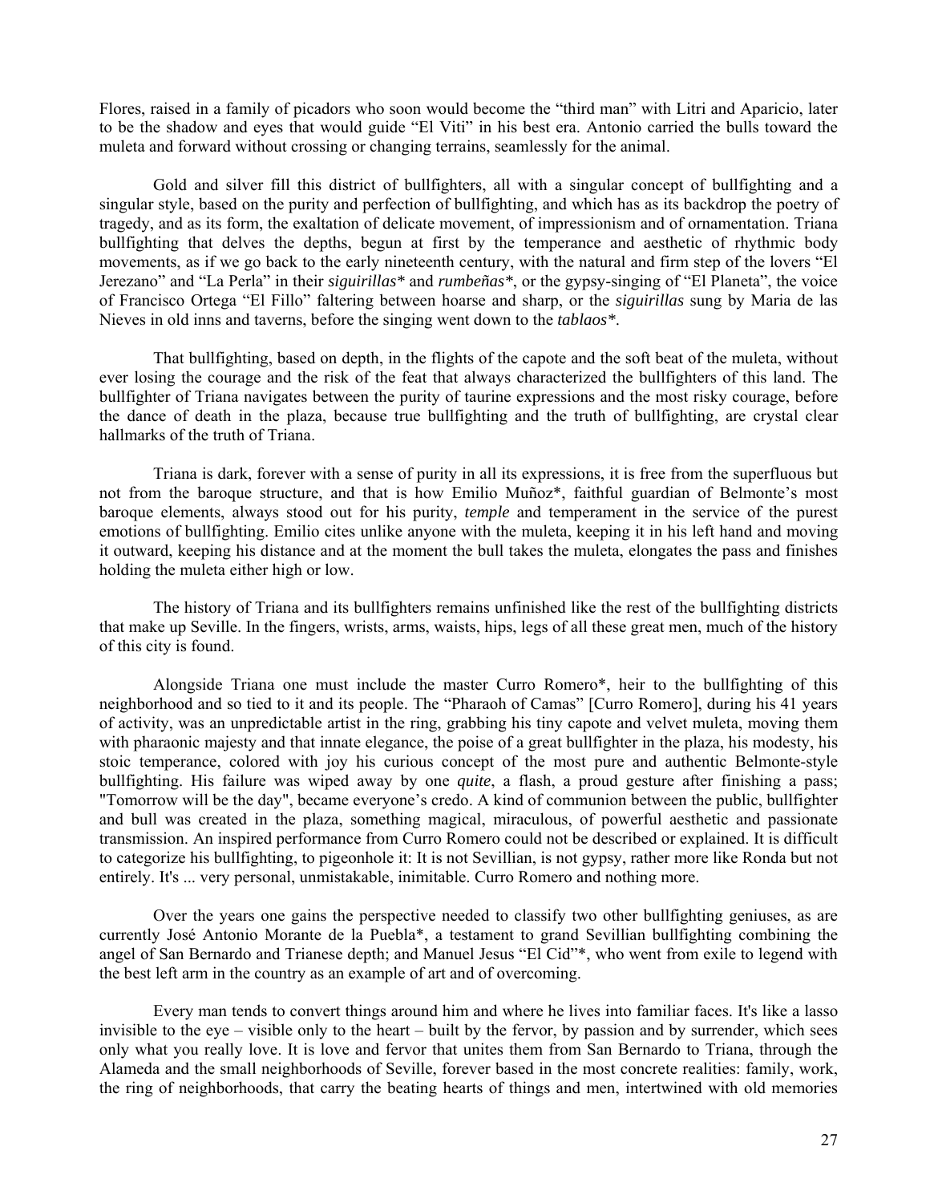Flores, raised in a family of picadors who soon would become the "third man" with Litri and Aparicio, later to be the shadow and eyes that would guide "El Viti" in his best era. Antonio carried the bulls toward the muleta and forward without crossing or changing terrains, seamlessly for the animal.

Gold and silver fill this district of bullfighters, all with a singular concept of bullfighting and a singular style, based on the purity and perfection of bullfighting, and which has as its backdrop the poetry of tragedy, and as its form, the exaltation of delicate movement, of impressionism and of ornamentation. Triana bullfighting that delves the depths, begun at first by the temperance and aesthetic of rhythmic body movements, as if we go back to the early nineteenth century, with the natural and firm step of the lovers "El Jerezano" and "La Perla" in their *siguirillas** and *rumbeñas**, or the gypsy-singing of "El Planeta", the voice of Francisco Ortega "El Fillo" faltering between hoarse and sharp, or the *siguirillas* sung by Maria de las Nieves in old inns and taverns, before the singing went down to the *tablaos**.

That bullfighting, based on depth, in the flights of the capote and the soft beat of the muleta, without ever losing the courage and the risk of the feat that always characterized the bullfighters of this land. The bullfighter of Triana navigates between the purity of taurine expressions and the most risky courage, before the dance of death in the plaza, because true bullfighting and the truth of bullfighting, are crystal clear hallmarks of the truth of Triana.

Triana is dark, forever with a sense of purity in all its expressions, it is free from the superfluous but not from the baroque structure, and that is how Emilio Muñoz*, faithful guardian of Belmonte's most baroque elements, always stood out for his purity, *temple* and temperament in the service of the purest emotions of bullfighting. Emilio cites unlike anyone with the muleta, keeping it in his left hand and moving it outward, keeping his distance and at the moment the bull takes the muleta, elongates the pass and finishes holding the muleta either high or low.

The history of Triana and its bullfighters remains unfinished like the rest of the bullfighting districts that make up Seville. In the fingers, wrists, arms, waists, hips, legs of all these great men, much of the history of this city is found.

Alongside Triana one must include the master Curro Romero*, heir to the bullfighting of this neighborhood and so tied to it and its people. The "Pharaoh of Camas" [Curro Romero], during his 41 years of activity, was an unpredictable artist in the ring, grabbing his tiny capote and velvet muleta, moving them with pharaonic majesty and that innate elegance, the poise of a great bullfighter in the plaza, his modesty, his stoic temperance, colored with joy his curious concept of the most pure and authentic Belmonte-style bullfighting. His failure was wiped away by one *quite*, a flash, a proud gesture after finishing a pass; "Tomorrow will be the day", became everyone's credo. A kind of communion between the public, bullfighter and bull was created in the plaza, something magical, miraculous, of powerful aesthetic and passionate transmission. An inspired performance from Curro Romero could not be described or explained. It is difficult to categorize his bullfighting, to pigeonhole it: It is not Sevillian, is not gypsy, rather more like Ronda but not entirely. It's ... very personal, unmistakable, inimitable. Curro Romero and nothing more.

Over the years one gains the perspective needed to classify two other bullfighting geniuses, as are currently José Antonio Morante de la Puebla*, a testament to grand Sevillian bullfighting combining the angel of San Bernardo and Trianese depth; and Manuel Jesus "El Cid"*, who went from exile to legend with the best left arm in the country as an example of art and of overcoming.

Every man tends to convert things around him and where he lives into familiar faces. It's like a lasso invisible to the eye – visible only to the heart – built by the fervor, by passion and by surrender, which sees only what you really love. It is love and fervor that unites them from San Bernardo to Triana, through the Alameda and the small neighborhoods of Seville, forever based in the most concrete realities: family, work, the ring of neighborhoods, that carry the beating hearts of things and men, intertwined with old memories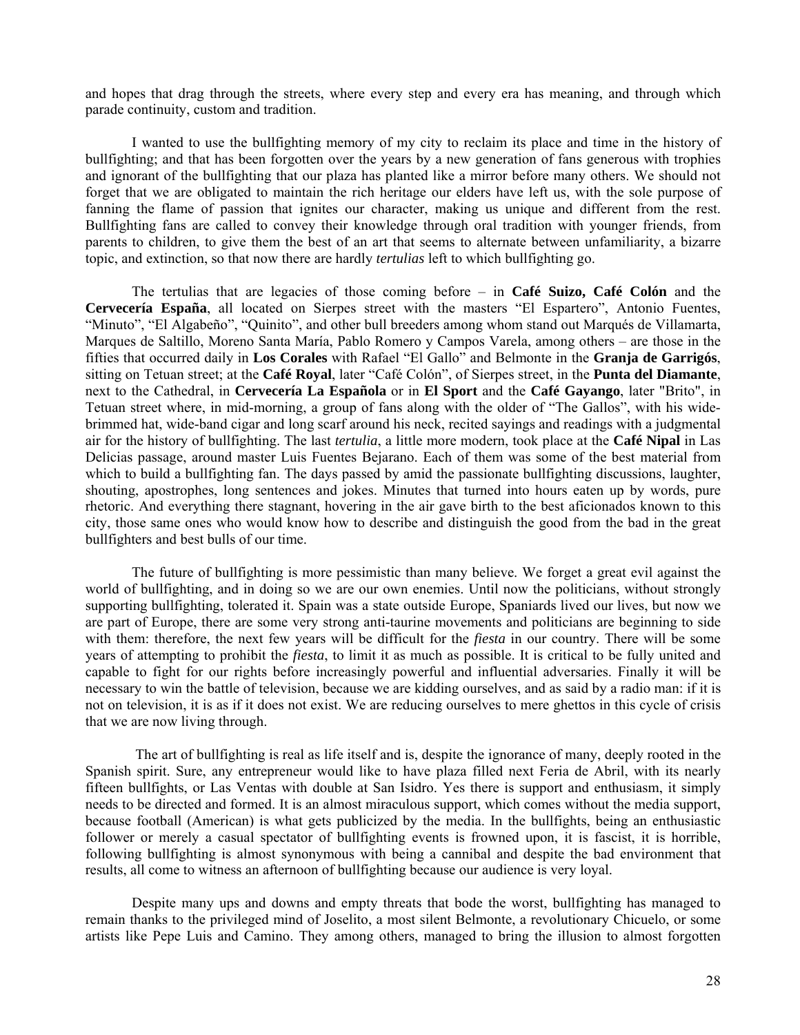and hopes that drag through the streets, where every step and every era has meaning, and through which parade continuity, custom and tradition.

I wanted to use the bullfighting memory of my city to reclaim its place and time in the history of bullfighting; and that has been forgotten over the years by a new generation of fans generous with trophies and ignorant of the bullfighting that our plaza has planted like a mirror before many others. We should not forget that we are obligated to maintain the rich heritage our elders have left us, with the sole purpose of fanning the flame of passion that ignites our character, making us unique and different from the rest. Bullfighting fans are called to convey their knowledge through oral tradition with younger friends, from parents to children, to give them the best of an art that seems to alternate between unfamiliarity, a bizarre topic, and extinction, so that now there are hardly *tertulias* left to which bullfighting go.

The tertulias that are legacies of those coming before – in **Café Suizo, Café Colón** and the **Cervecería España**, all located on Sierpes street with the masters "El Espartero", Antonio Fuentes, "Minuto", "El Algabeño", "Quinito", and other bull breeders among whom stand out Marqués de Villamarta, Marques de Saltillo, Moreno Santa María, Pablo Romero y Campos Varela, among others – are those in the fifties that occurred daily in **Los Corales** with Rafael "El Gallo" and Belmonte in the **Granja de Garrigós**, sitting on Tetuan street; at the **Café Royal**, later "Café Colón", of Sierpes street, in the **Punta del Diamante**, next to the Cathedral, in **Cervecería La Española** or in **El Sport** and the **Café Gayango**, later "Brito", in Tetuan street where, in mid-morning, a group of fans along with the older of "The Gallos", with his wide-brimmed hat, wide-band cigar and long scarf around his neck, recited sayings and readings with a judgmental air for the history of bullfighting. The last *tertulia*, a little more modern, took place at the **Café Nipal** in Las Delicias passage, around master Luis Fuentes Bejarano. Each of them was some of the best material from which to build a bullfighting fan. The days passed by amid the passionate bullfighting discussions, laughter, shouting, apostrophes, long sentences and jokes. Minutes that turned into hours eaten up by words, pure rhetoric. And everything there stagnant, hovering in the air gave birth to the best aficionados known to this city, those same ones who would know how to describe and distinguish the good from the bad in the great bullfighters and best bulls of our time.

The future of bullfighting is more pessimistic than many believe. We forget a great evil against the world of bullfighting, and in doing so we are our own enemies. Until now the politicians, without strongly supporting bullfighting, tolerated it. Spain was a state outside Europe, Spaniards lived our lives, but now we are part of Europe, there are some very strong anti-taurine movements and politicians are beginning to side with them: therefore, the next few years will be difficult for the *fiesta* in our country. There will be some years of attempting to prohibit the *fiesta*, to limit it as much as possible. It is critical to be fully united and capable to fight for our rights before increasingly powerful and influential adversaries. Finally it will be necessary to win the battle of television, because we are kidding ourselves, and as said by a radio man: if it is not on television, it is as if it does not exist. We are reducing ourselves to mere ghettos in this cycle of crisis that we are now living through.

The art of bullfighting is real as life itself and is, despite the ignorance of many, deeply rooted in the Spanish spirit. Sure, any entrepreneur would like to have plaza filled next Feria de Abril, with its nearly fifteen bullfights, or Las Ventas with double at San Isidro. Yes there is support and enthusiasm, it simply needs to be directed and formed. It is an almost miraculous support, which comes without the media support, because football (American) is what gets publicized by the media. In the bullfights, being an enthusiastic follower or merely a casual spectator of bullfighting events is frowned upon, it is fascist, it is horrible, following bullfighting is almost synonymous with being a cannibal and despite the bad environment that results, all come to witness an afternoon of bullfighting because our audience is very loyal.

Despite many ups and downs and empty threats that bode the worst, bullfighting has managed to remain thanks to the privileged mind of Joselito, a most silent Belmonte, a revolutionary Chicuelo, or some artists like Pepe Luis and Camino. They among others, managed to bring the illusion to almost forgotten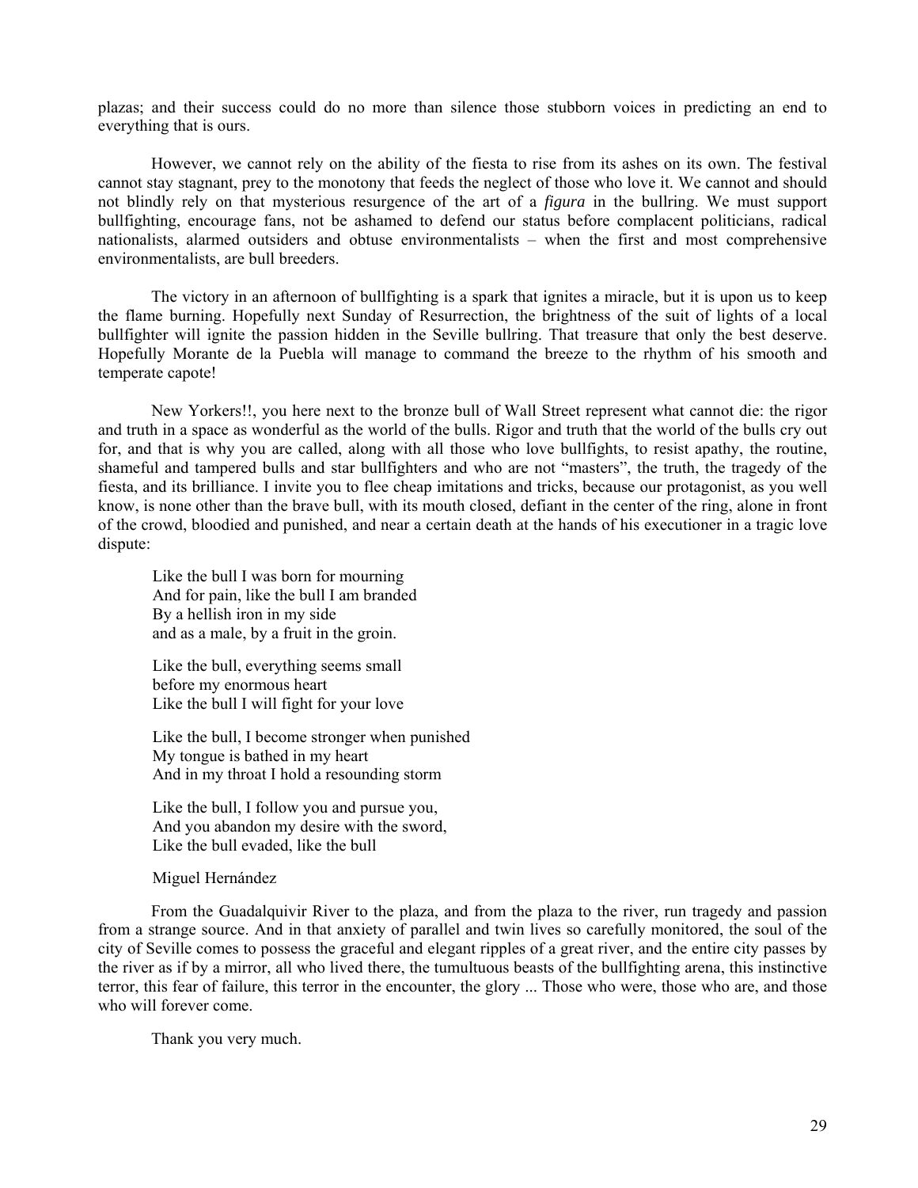plazas; and their success could do no more than silence those stubborn voices in predicting an end to everything that is ours.

However, we cannot rely on the ability of the fiesta to rise from its ashes on its own. The festival cannot stay stagnant, prey to the monotony that feeds the neglect of those who love it. We cannot and should not blindly rely on that mysterious resurgence of the art of a *figura* in the bullring. We must support bullfighting, encourage fans, not be ashamed to defend our status before complacent politicians, radical nationalists, alarmed outsiders and obtuse environmentalists – when the first and most comprehensive environmentalists, are bull breeders.

The victory in an afternoon of bullfighting is a spark that ignites a miracle, but it is upon us to keep the flame burning. Hopefully next Sunday of Resurrection, the brightness of the suit of lights of a local bullfighter will ignite the passion hidden in the Seville bullring. That treasure that only the best deserve. Hopefully Morante de la Puebla will manage to command the breeze to the rhythm of his smooth and temperate capote!

New Yorkers!!, you here next to the bronze bull of Wall Street represent what cannot die: the rigor and truth in a space as wonderful as the world of the bulls. Rigor and truth that the world of the bulls cry out for, and that is why you are called, along with all those who love bullfights, to resist apathy, the routine, shameful and tampered bulls and star bullfighters and who are not "masters", the truth, the tragedy of the fiesta, and its brilliance. I invite you to flee cheap imitations and tricks, because our protagonist, as you well know, is none other than the brave bull, with its mouth closed, defiant in the center of the ring, alone in front of the crowd, bloodied and punished, and near a certain death at the hands of his executioner in a tragic love dispute:

> Like the bull I was born for mourning
> And for pain, like the bull I am branded
> By a hellish iron in my side
> and as a male, by a fruit in the groin.
>
> Like the bull, everything seems small
> before my enormous heart
> Like the bull I will fight for your love
>
> Like the bull, I become stronger when punished
> My tongue is bathed in my heart
> And in my throat I hold a resounding storm
>
> Like the bull, I follow you and pursue you,
> And you abandon my desire with the sword,
> Like the bull evaded, like the bull
>
> Miguel Hernández

From the Guadalquivir River to the plaza, and from the plaza to the river, run tragedy and passion from a strange source. And in that anxiety of parallel and twin lives so carefully monitored, the soul of the city of Seville comes to possess the graceful and elegant ripples of a great river, and the entire city passes by the river as if by a mirror, all who lived there, the tumultuous beasts of the bullfighting arena, this instinctive terror, this fear of failure, this terror in the encounter, the glory ... Those who were, those who are, and those who will forever come.

Thank you very much.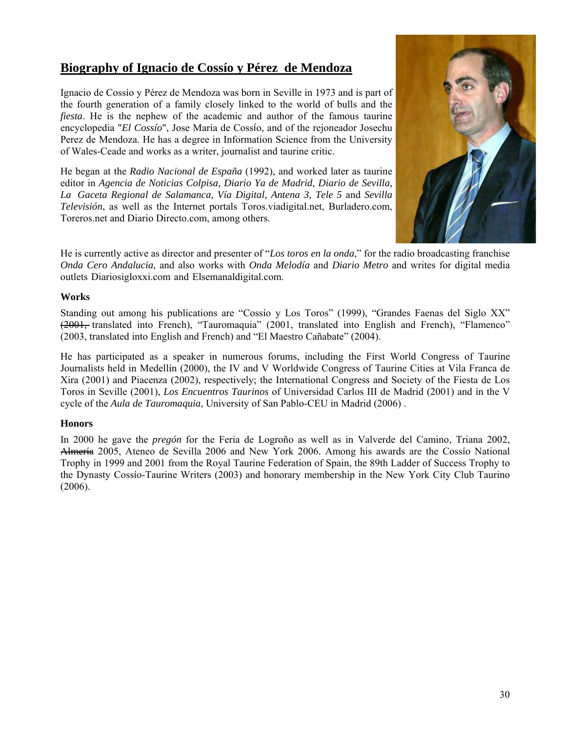## **Biography of Ignacio de Cossío y Pérez de Mendoza**

Ignacio de Cossío y Pérez de Mendoza was born in Seville in 1973 and is part of the fourth generation of a family closely linked to the world of bulls and the *fiesta*. He is the nephew of the academic and author of the famous taurine encyclopedia "*El Cossío*", Jose Maria de Cossío, and of the rejoneador Josechu Perez de Mendoza. He has a degree in Information Science from the University of Wales-Ceade and works as a writer, journalist and taurine critic.

He began at the *Radio Nacional de España* (1992), and worked later as taurine editor in *Agencia de Noticias Colpisa, Diario Ya de Madrid, Diario de Sevilla, La Gaceta Regional de Salamanca, Vía Digital, Antena 3, Tele 5* and *Sevilla Televisión*, as well as the Internet portals Toros.viadigital.net, Burladero.com, Toreros.net and Diario Directo.com, among others.

He is currently active as director and presenter of "*Los toros en la onda*," for the radio broadcasting franchise *Onda Cero Andalucia*, and also works with *Onda Melodía* and *Diario Metro* and writes for digital media outlets Diariosigloxxi.com and Elsemanaldigital.com.

**Works**

Standing out among his publications are "Cossío y Los Toros" (1999), "Grandes Faenas del Siglo XX" ~~(2001,~~ translated into French), "Tauromaquia" (2001, translated into English and French), "Flamenco" (2003, translated into English and French) and "El Maestro Cañabate" (2004).

He has participated as a speaker in numerous forums, including the First World Congress of Taurine Journalists held in Medellín (2000), the IV and V Worldwide Congress of Taurine Cities at Vila Franca de Xira (2001) and Piacenza (2002), respectively; the International Congress and Society of the Fiesta de Los Toros in Seville (2001), *Los Encuentros Taurinos* of Universidad Carlos III de Madrid (2001) and in the V cycle of the *Aula de Tauromaquia*, University of San Pablo-CEU in Madrid (2006) .

**Honors**

In 2000 he gave the *pregón* for the Feria de Logroño as well as in Valverde del Camino, Triana 2002, ~~Almería~~ 2005, Ateneo de Sevilla 2006 and New York 2006. Among his awards are the Cossío National Trophy in 1999 and 2001 from the Royal Taurine Federation of Spain, the 89th Ladder of Success Trophy to the Dynasty Cossío-Taurine Writers (2003) and honorary membership in the New York City Club Taurino (2006).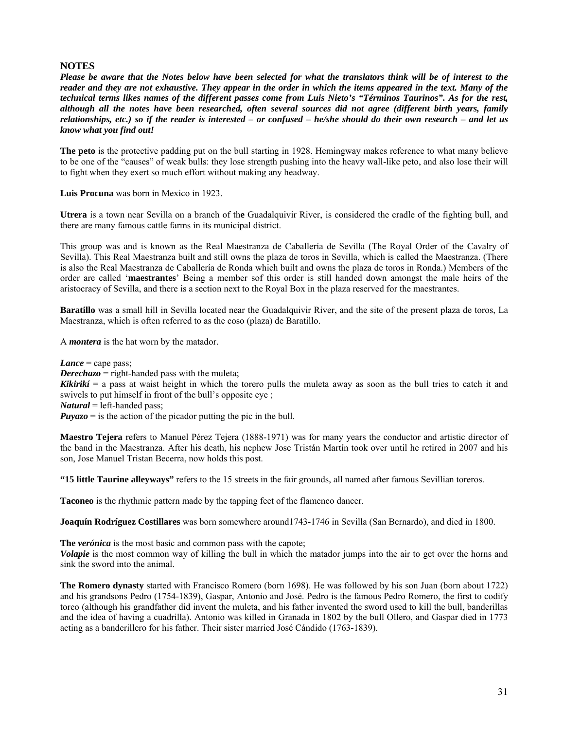## NOTES

***Please be aware that the Notes below have been selected for what the translators think will be of interest to the reader and they are not exhaustive. They appear in the order in which the items appeared in the text. Many of the technical terms likes names of the different passes come from Luis Nieto's "Términos Taurinos". As for the rest, although all the notes have been researched, often several sources did not agree (different birth years, family relationships, etc.) so if the reader is interested – or confused – he/she should do their own research – and let us know what you find out!***

**The peto** is the protective padding put on the bull starting in 1928. Hemingway makes reference to what many believe to be one of the "causes" of weak bulls: they lose strength pushing into the heavy wall-like peto, and also lose their will to fight when they exert so much effort without making any headway.

**Luis Procuna** was born in Mexico in 1923.

**Utrera** is a town near Sevilla on a branch of the Guadalquivir River, is considered the cradle of the fighting bull, and there are many famous cattle farms in its municipal district.

This group was and is known as the Real Maestranza de Caballería de Sevilla (The Royal Order of the Cavalry of Sevilla). This Real Maestranza built and still owns the plaza de toros in Sevilla, which is called the Maestranza. (There is also the Real Maestranza de Caballería de Ronda which built and owns the plaza de toros in Ronda.) Members of the order are called '**maestrantes**' Being a member sof this order is still handed down amongst the male heirs of the aristocracy of Sevilla, and there is a section next to the Royal Box in the plaza reserved for the maestrantes.

**Baratillo** was a small hill in Sevilla located near the Guadalquivir River, and the site of the present plaza de toros, La Maestranza, which is often referred to as the coso (plaza) de Baratillo.

A ***montera*** is the hat worn by the matador.

***Lance*** = cape pass;
***Derechazo*** = right-handed pass with the muleta;
***Kikirikí*** = a pass at waist height in which the torero pulls the muleta away as soon as the bull tries to catch it and swivels to put himself in front of the bull's opposite eye ;
***Natural*** = left-handed pass;
***Puyazo*** = is the action of the picador putting the pic in the bull.

**Maestro Tejera** refers to Manuel Pérez Tejera (1888-1971) was for many years the conductor and artistic director of the band in the Maestranza. After his death, his nephew Jose Tristán Martín took over until he retired in 2007 and his son, Jose Manuel Tristan Becerra, now holds this post.

**"15 little Taurine alleyways"** refers to the 15 streets in the fair grounds, all named after famous Sevillian toreros.

**Taconeo** is the rhythmic pattern made by the tapping feet of the flamenco dancer.

**Joaquín Rodríguez Costillares** was born somewhere around1743-1746 in Sevilla (San Bernardo), and died in 1800.

**The *verónica*** is the most basic and common pass with the capote;
***Volapie*** is the most common way of killing the bull in which the matador jumps into the air to get over the horns and sink the sword into the animal.

**The Romero dynasty** started with Francisco Romero (born 1698). He was followed by his son Juan (born about 1722) and his grandsons Pedro (1754-1839), Gaspar, Antonio and José. Pedro is the famous Pedro Romero, the first to codify toreo (although his grandfather did invent the muleta, and his father invented the sword used to kill the bull, banderillas and the idea of having a cuadrilla). Antonio was killed in Granada in 1802 by the bull Ollero, and Gaspar died in 1773 acting as a banderillero for his father. Their sister married José Cándido (1763-1839).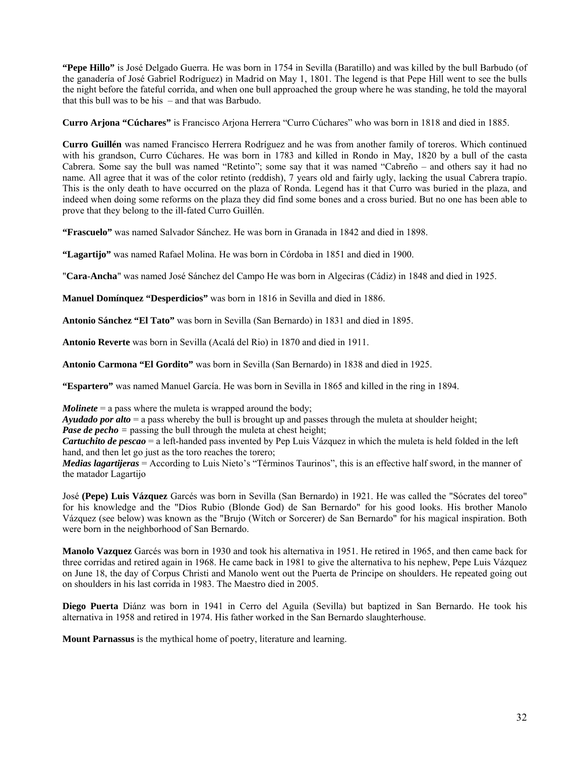**"Pepe Hillo"** is José Delgado Guerra. He was born in 1754 in Sevilla (Baratillo) and was killed by the bull Barbudo (of the ganadería of José Gabriel Rodríguez) in Madrid on May 1, 1801. The legend is that Pepe Hill went to see the bulls the night before the fateful corrida, and when one bull approached the group where he was standing, he told the mayoral that this bull was to be his – and that was Barbudo.

**Curro Arjona "Cúchares"** is Francisco Arjona Herrera "Curro Cúchares" who was born in 1818 and died in 1885.

**Curro Guillén** was named Francisco Herrera Rodríguez and he was from another family of toreros. Which continued with his grandson, Curro Cúchares. He was born in 1783 and killed in Rondo in May, 1820 by a bull of the casta Cabrera. Some say the bull was named "Retinto"; some say that it was named "Cabreño – and others say it had no name. All agree that it was of the color retinto (reddish), 7 years old and fairly ugly, lacking the usual Cabrera trapío. This is the only death to have occurred on the plaza of Ronda. Legend has it that Curro was buried in the plaza, and indeed when doing some reforms on the plaza they did find some bones and a cross buried. But no one has been able to prove that they belong to the ill-fated Curro Guillén.

**"Frascuelo"** was named Salvador Sánchez. He was born in Granada in 1842 and died in 1898.

**"Lagartijo"** was named Rafael Molina. He was born in Córdoba in 1851 and died in 1900.

"**Cara-Ancha**" was named José Sánchez del Campo He was born in Algeciras (Cádiz) in 1848 and died in 1925.

**Manuel Domínquez "Desperdicios"** was born in 1816 in Sevilla and died in 1886.

**Antonio Sánchez "El Tato"** was born in Sevilla (San Bernardo) in 1831 and died in 1895.

**Antonio Reverte** was born in Sevilla (Acalá del Rio) in 1870 and died in 1911.

**Antonio Carmona "El Gordito"** was born in Sevilla (San Bernardo) in 1838 and died in 1925.

**"Espartero"** was named Manuel García. He was born in Sevilla in 1865 and killed in the ring in 1894.

***Molinete*** = a pass where the muleta is wrapped around the body;
***Ayudado por alto*** = a pass whereby the bull is brought up and passes through the muleta at shoulder height;
***Pase de pecho*** = passing the bull through the muleta at chest height;
***Cartuchito de pescao*** = a left-handed pass invented by Pep Luis Vázquez in which the muleta is held folded in the left hand, and then let go just as the toro reaches the torero;
***Medias lagartijeras*** = According to Luis Nieto's "Términos Taurinos", this is an effective half sword, in the manner of the matador Lagartijo

José **(Pepe) Luis Vázquez** Garcés was born in Sevilla (San Bernardo) in 1921. He was called the "Sócrates del toreo" for his knowledge and the "Dios Rubio (Blonde God) de San Bernardo" for his good looks. His brother Manolo Vázquez (see below) was known as the "Brujo (Witch or Sorcerer) de San Bernardo" for his magical inspiration. Both were born in the neighborhood of San Bernardo.

**Manolo Vazquez** Garcés was born in 1930 and took his alternativa in 1951. He retired in 1965, and then came back for three corridas and retired again in 1968. He came back in 1981 to give the alternativa to his nephew, Pepe Luis Vázquez on June 18, the day of Corpus Christi and Manolo went out the Puerta de Principe on shoulders. He repeated going out on shoulders in his last corrida in 1983. The Maestro died in 2005.

**Diego Puerta** Diánz was born in 1941 in Cerro del Aguila (Sevilla) but baptized in San Bernardo. He took his alternativa in 1958 and retired in 1974. His father worked in the San Bernardo slaughterhouse.

**Mount Parnassus** is the mythical home of poetry, literature and learning.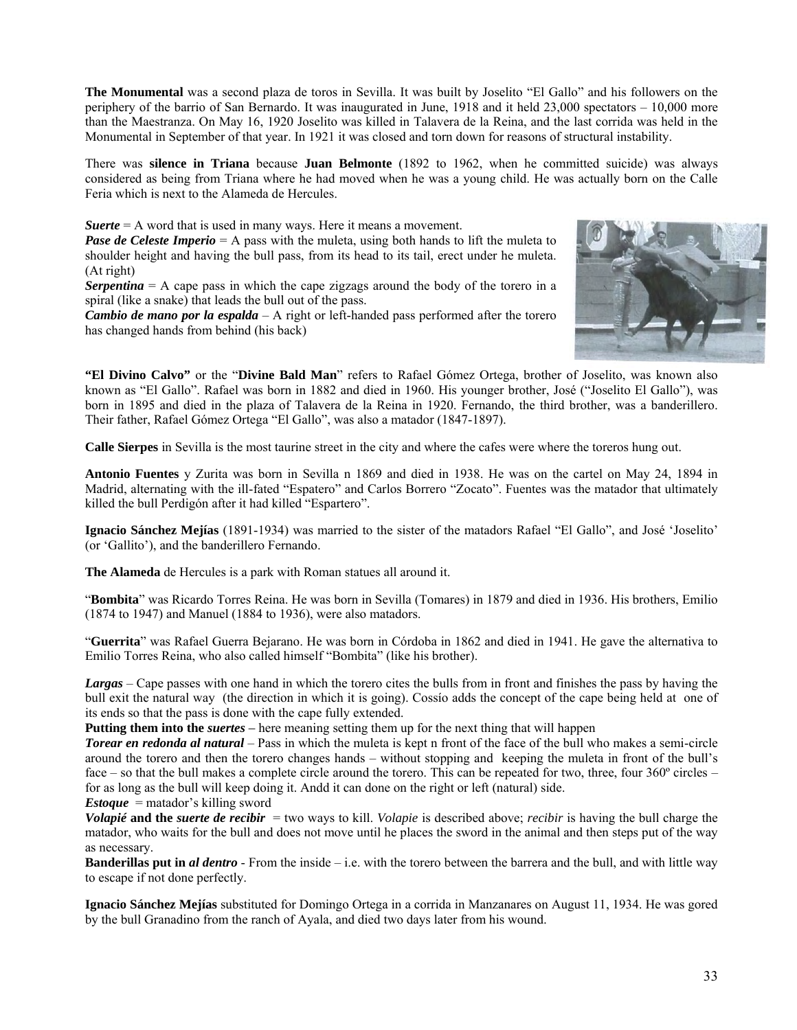**The Monumental** was a second plaza de toros in Sevilla. It was built by Joselito "El Gallo" and his followers on the periphery of the barrio of San Bernardo. It was inaugurated in June, 1918 and it held 23,000 spectators – 10,000 more than the Maestranza. On May 16, 1920 Joselito was killed in Talavera de la Reina, and the last corrida was held in the Monumental in September of that year. In 1921 it was closed and torn down for reasons of structural instability.

There was **silence in Triana** because **Juan Belmonte** (1892 to 1962, when he committed suicide) was always considered as being from Triana where he had moved when he was a young child. He was actually born on the Calle Feria which is next to the Alameda de Hercules.

***Suerte*** = A word that is used in many ways. Here it means a movement.
***Pase de Celeste Imperio*** = A pass with the muleta, using both hands to lift the muleta to shoulder height and having the bull pass, from its head to its tail, erect under he muleta. (At right)
***Serpentina*** = A cape pass in which the cape zigzags around the body of the torero in a spiral (like a snake) that leads the bull out of the pass.
***Cambio de mano por la espalda*** – A right or left-handed pass performed after the torero has changed hands from behind (his back)

**"El Divino Calvo"** or the "**Divine Bald Man**" refers to Rafael Gómez Ortega, brother of Joselito, was known also known as "El Gallo". Rafael was born in 1882 and died in 1960. His younger brother, José ("Joselito El Gallo"), was born in 1895 and died in the plaza of Talavera de la Reina in 1920. Fernando, the third brother, was a banderillero. Their father, Rafael Gómez Ortega "El Gallo", was also a matador (1847-1897).

**Calle Sierpes** in Sevilla is the most taurine street in the city and where the cafes were where the toreros hung out.

**Antonio Fuentes** y Zurita was born in Sevilla n 1869 and died in 1938. He was on the cartel on May 24, 1894 in Madrid, alternating with the ill-fated "Espatero" and Carlos Borrero "Zocato". Fuentes was the matador that ultimately killed the bull Perdigón after it had killed "Espartero".

**Ignacio Sánchez Mejías** (1891-1934) was married to the sister of the matadors Rafael "El Gallo", and José 'Joselito' (or 'Gallito'), and the banderillero Fernando.

**The Alameda** de Hercules is a park with Roman statues all around it.

"**Bombita**" was Ricardo Torres Reina. He was born in Sevilla (Tomares) in 1879 and died in 1936. His brothers, Emilio (1874 to 1947) and Manuel (1884 to 1936), were also matadors.

"**Guerrita**" was Rafael Guerra Bejarano. He was born in Córdoba in 1862 and died in 1941. He gave the alternativa to Emilio Torres Reina, who also called himself "Bombita" (like his brother).

***Largas*** – Cape passes with one hand in which the torero cites the bulls from in front and finishes the pass by having the bull exit the natural way (the direction in which it is going). Cossío adds the concept of the cape being held at one of its ends so that the pass is done with the cape fully extended.
**Putting them into the *suertes*** – here meaning setting them up for the next thing that will happen
***Torear en redonda al natural*** – Pass in which the muleta is kept n front of the face of the bull who makes a semi-circle around the torero and then the torero changes hands – without stopping and keeping the muleta in front of the bull's face – so that the bull makes a complete circle around the torero. This can be repeated for two, three, four 360º circles – for as long as the bull will keep doing it. Andd it can done on the right or left (natural) side.
***Estoque*** = matador's killing sword
***Volapié* and the *suerte de recibir*** = two ways to kill. *Volapie* is described above; *recibir* is having the bull charge the matador, who waits for the bull and does not move until he places the sword in the animal and then steps put of the way as necessary.
**Banderillas put in *al dentro*** - From the inside – i.e. with the torero between the barrera and the bull, and with little way to escape if not done perfectly.

**Ignacio Sánchez Mejías** substituted for Domingo Ortega in a corrida in Manzanares on August 11, 1934. He was gored by the bull Granadino from the ranch of Ayala, and died two days later from his wound.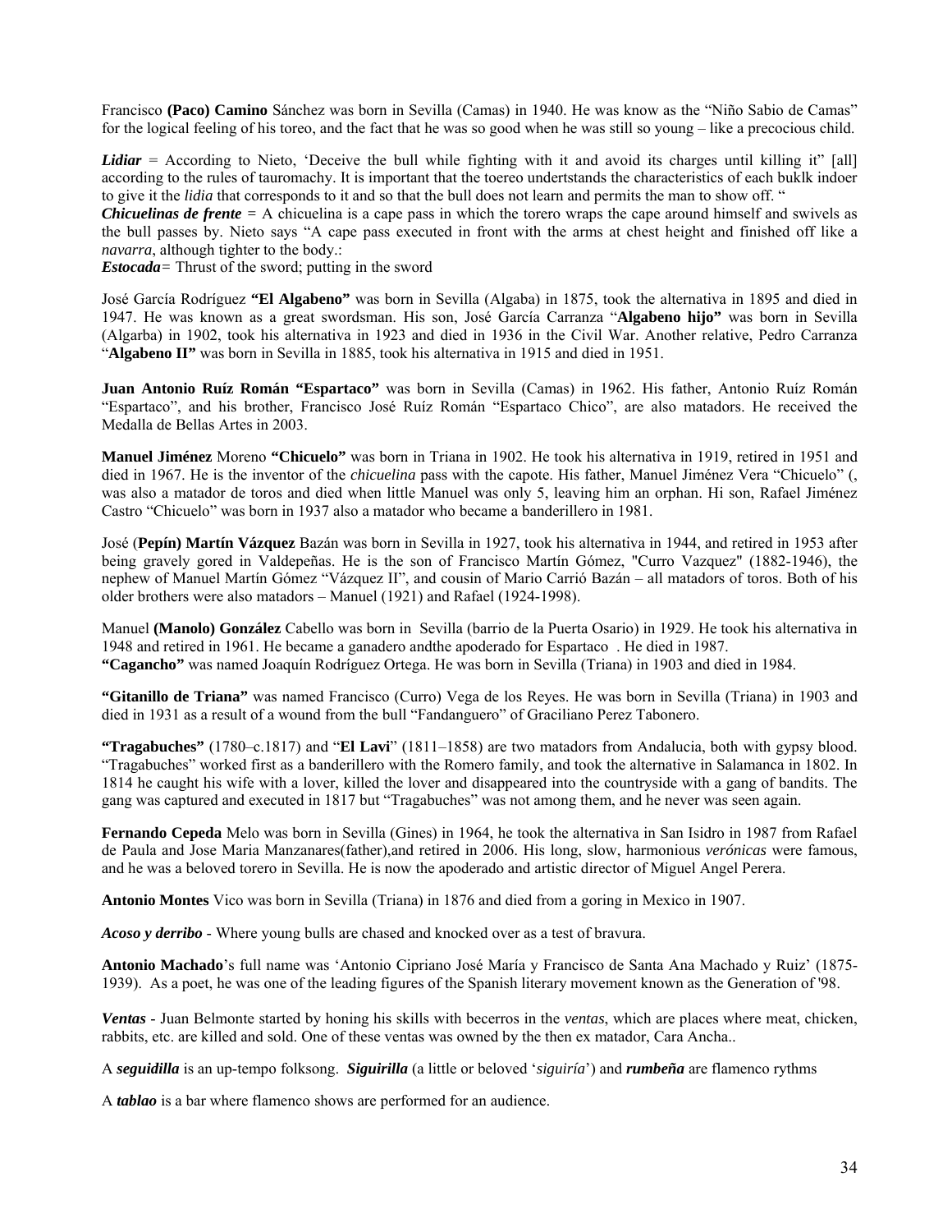Francisco **(Paco) Camino** Sánchez was born in Sevilla (Camas) in 1940. He was know as the "Niño Sabio de Camas" for the logical feeling of his toreo, and the fact that he was so good when he was still so young – like a precocious child.

***Lidiar*** = According to Nieto, 'Deceive the bull while fighting with it and avoid its charges until killing it" [all] according to the rules of tauromachy. It is important that the toereo undertstands the characteristics of each buklk indoer to give it the *lidia* that corresponds to it and so that the bull does not learn and permits the man to show off. "

***Chicuelinas de frente*** = A chicuelina is a cape pass in which the torero wraps the cape around himself and swivels as the bull passes by. Nieto says "A cape pass executed in front with the arms at chest height and finished off like a *navarra*, although tighter to the body.:

***Estocada***= Thrust of the sword; putting in the sword

José García Rodríguez **"El Algabeno"** was born in Sevilla (Algaba) in 1875, took the alternativa in 1895 and died in 1947. He was known as a great swordsman. His son, José García Carranza "**Algabeno hijo"** was born in Sevilla (Algarba) in 1902, took his alternativa in 1923 and died in 1936 in the Civil War. Another relative, Pedro Carranza "**Algabeno II"** was born in Sevilla in 1885, took his alternativa in 1915 and died in 1951.

**Juan Antonio Ruíz Román "Espartaco"** was born in Sevilla (Camas) in 1962. His father, Antonio Ruíz Román "Espartaco", and his brother, Francisco José Ruíz Román "Espartaco Chico", are also matadors. He received the Medalla de Bellas Artes in 2003.

**Manuel Jiménez** Moreno **"Chicuelo"** was born in Triana in 1902. He took his alternativa in 1919, retired in 1951 and died in 1967. He is the inventor of the *chicuelina* pass with the capote. His father, Manuel Jiménez Vera "Chicuelo" (, was also a matador de toros and died when little Manuel was only 5, leaving him an orphan. Hi son, Rafael Jiménez Castro "Chicuelo" was born in 1937 also a matador who became a banderillero in 1981.

José (**Pepín) Martín Vázquez** Bazán was born in Sevilla in 1927, took his alternativa in 1944, and retired in 1953 after being gravely gored in Valdepeñas. He is the son of Francisco Martín Gómez, "Curro Vazquez" (1882-1946), the nephew of Manuel Martín Gómez "Vázquez II", and cousin of Mario Carrió Bazán – all matadors of toros. Both of his older brothers were also matadors – Manuel (1921) and Rafael (1924-1998).

Manuel **(Manolo) González** Cabello was born in Sevilla (barrio de la Puerta Osario) in 1929. He took his alternativa in 1948 and retired in 1961. He became a ganadero andthe apoderado for Espartaco . He died in 1987.
**"Cagancho"** was named Joaquín Rodríguez Ortega. He was born in Sevilla (Triana) in 1903 and died in 1984.

**"Gitanillo de Triana"** was named Francisco (Curro) Vega de los Reyes. He was born in Sevilla (Triana) in 1903 and died in 1931 as a result of a wound from the bull "Fandanguero" of Graciliano Perez Tabonero.

**"Tragabuches"** (1780–c.1817) and "**El Lavi**" (1811–1858) are two matadors from Andalucia, both with gypsy blood. "Tragabuches" worked first as a banderillero with the Romero family, and took the alternative in Salamanca in 1802. In 1814 he caught his wife with a lover, killed the lover and disappeared into the countryside with a gang of bandits. The gang was captured and executed in 1817 but "Tragabuches" was not among them, and he never was seen again.

**Fernando Cepeda** Melo was born in Sevilla (Gines) in 1964, he took the alternativa in San Isidro in 1987 from Rafael de Paula and Jose Maria Manzanares(father),and retired in 2006. His long, slow, harmonious *verónicas* were famous, and he was a beloved torero in Sevilla. He is now the apoderado and artistic director of Miguel Angel Perera.

**Antonio Montes** Vico was born in Sevilla (Triana) in 1876 and died from a goring in Mexico in 1907.

***Acoso y derribo*** - Where young bulls are chased and knocked over as a test of bravura.

**Antonio Machado**'s full name was 'Antonio Cipriano José María y Francisco de Santa Ana Machado y Ruiz' (1875-1939). As a poet, he was one of the leading figures of the Spanish literary movement known as the Generation of '98.

***Ventas*** - Juan Belmonte started by honing his skills with becerros in the *ventas*, which are places where meat, chicken, rabbits, etc. are killed and sold. One of these ventas was owned by the then ex matador, Cara Ancha..

A ***seguidilla*** is an up-tempo folksong. ***Siguirilla*** (a little or beloved '*siguiría*') and ***rumbeña*** are flamenco rythms

A ***tablao*** is a bar where flamenco shows are performed for an audience.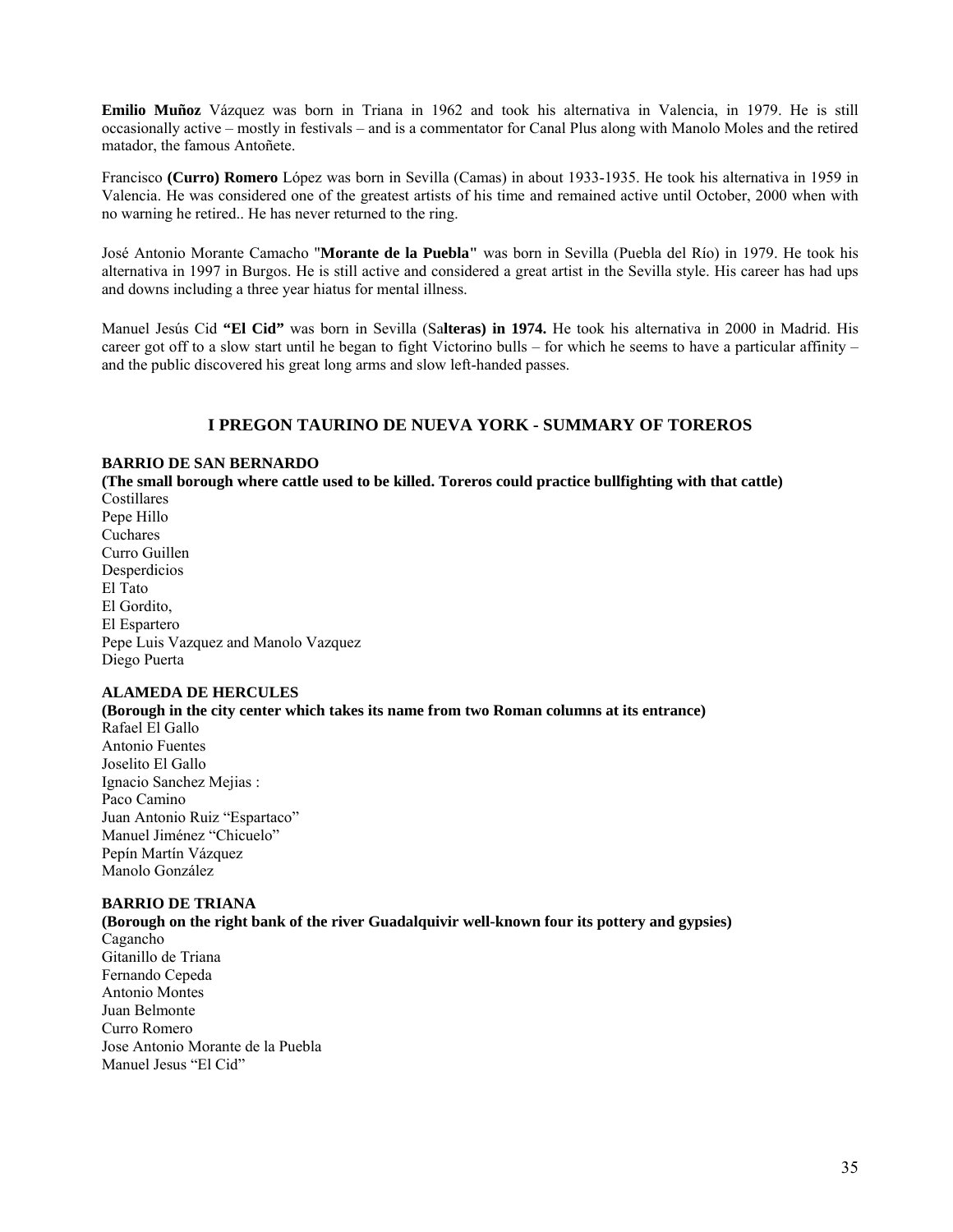**Emilio Muñoz** Vázquez was born in Triana in 1962 and took his alternativa in Valencia, in 1979. He is still occasionally active – mostly in festivals – and is a commentator for Canal Plus along with Manolo Moles and the retired matador, the famous Antoñete.

Francisco **(Curro) Romero** López was born in Sevilla (Camas) in about 1933-1935. He took his alternativa in 1959 in Valencia. He was considered one of the greatest artists of his time and remained active until October, 2000 when with no warning he retired.. He has never returned to the ring.

José Antonio Morante Camacho "**Morante de la Puebla"** was born in Sevilla (Puebla del Río) in 1979. He took his alternativa in 1997 in Burgos. He is still active and considered a great artist in the Sevilla style. His career has had ups and downs including a three year hiatus for mental illness.

Manuel Jesús Cid **"El Cid"** was born in Sevilla (Sa**lteras) in 1974.** He took his alternativa in 2000 in Madrid. His career got off to a slow start until he began to fight Victorino bulls – for which he seems to have a particular affinity – and the public discovered his great long arms and slow left-handed passes.

## I PREGON TAURINO DE NUEVA YORK - SUMMARY OF TOREROS

**BARRIO DE SAN BERNARDO**

**(The small borough where cattle used to be killed. Toreros could practice bullfighting with that cattle)**

Costillares
Pepe Hillo
Cuchares
Curro Guillen
Desperdicios
El Tato
El Gordito,
El Espartero
Pepe Luis Vazquez and Manolo Vazquez
Diego Puerta

**ALAMEDA DE HERCULES**

**(Borough in the city center which takes its name from two Roman columns at its entrance)**

Rafael El Gallo
Antonio Fuentes
Joselito El Gallo
Ignacio Sanchez Mejias :
Paco Camino
Juan Antonio Ruiz "Espartaco"
Manuel Jiménez "Chicuelo"
Pepín Martín Vázquez
Manolo González

**BARRIO DE TRIANA**

**(Borough on the right bank of the river Guadalquivir well-known four its pottery and gypsies)**

Cagancho
Gitanillo de Triana
Fernando Cepeda
Antonio Montes
Juan Belmonte
Curro Romero
Jose Antonio Morante de la Puebla
Manuel Jesus "El Cid"